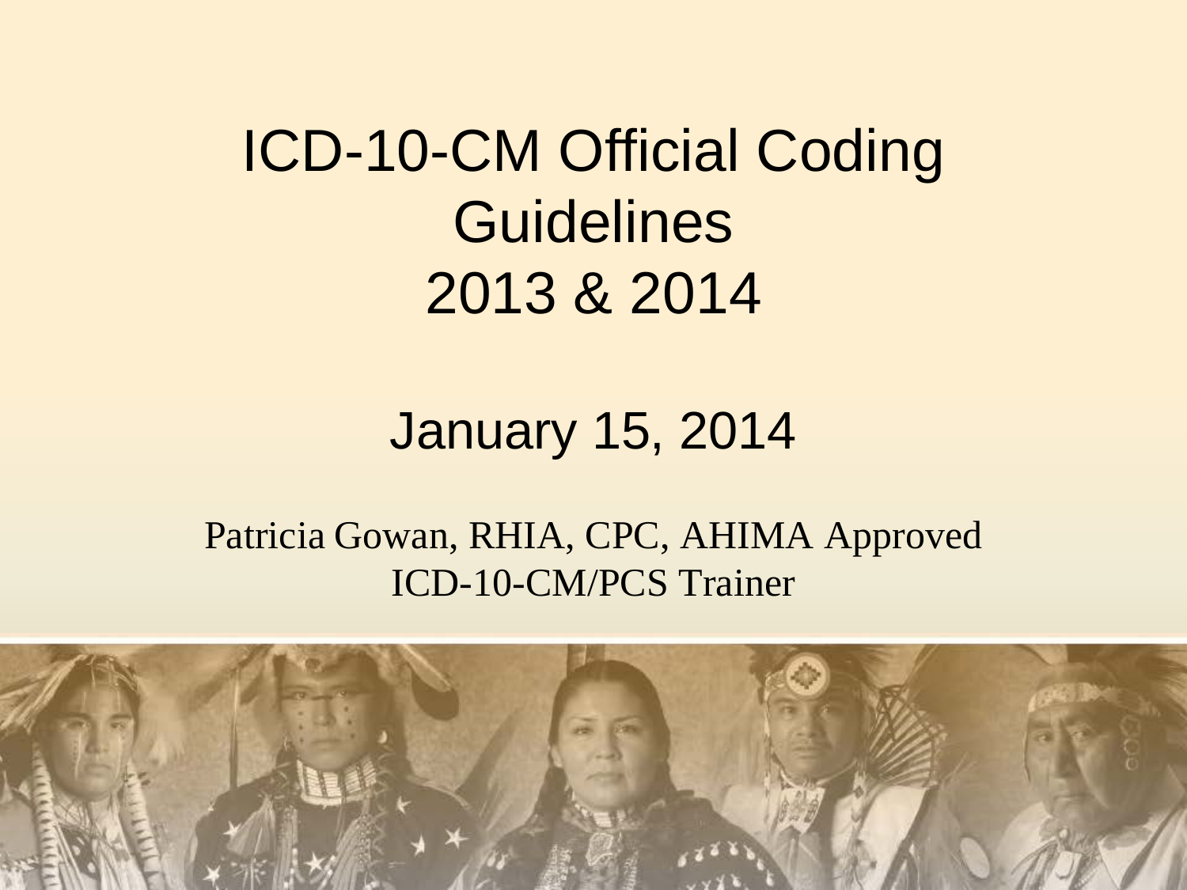# ICD-10-CM Official Coding Guidelines 2013 & 2014

## January 15, 2014

Patricia Gowan, RHIA, CPC, AHIMA Approved ICD-10-CM/PCS Trainer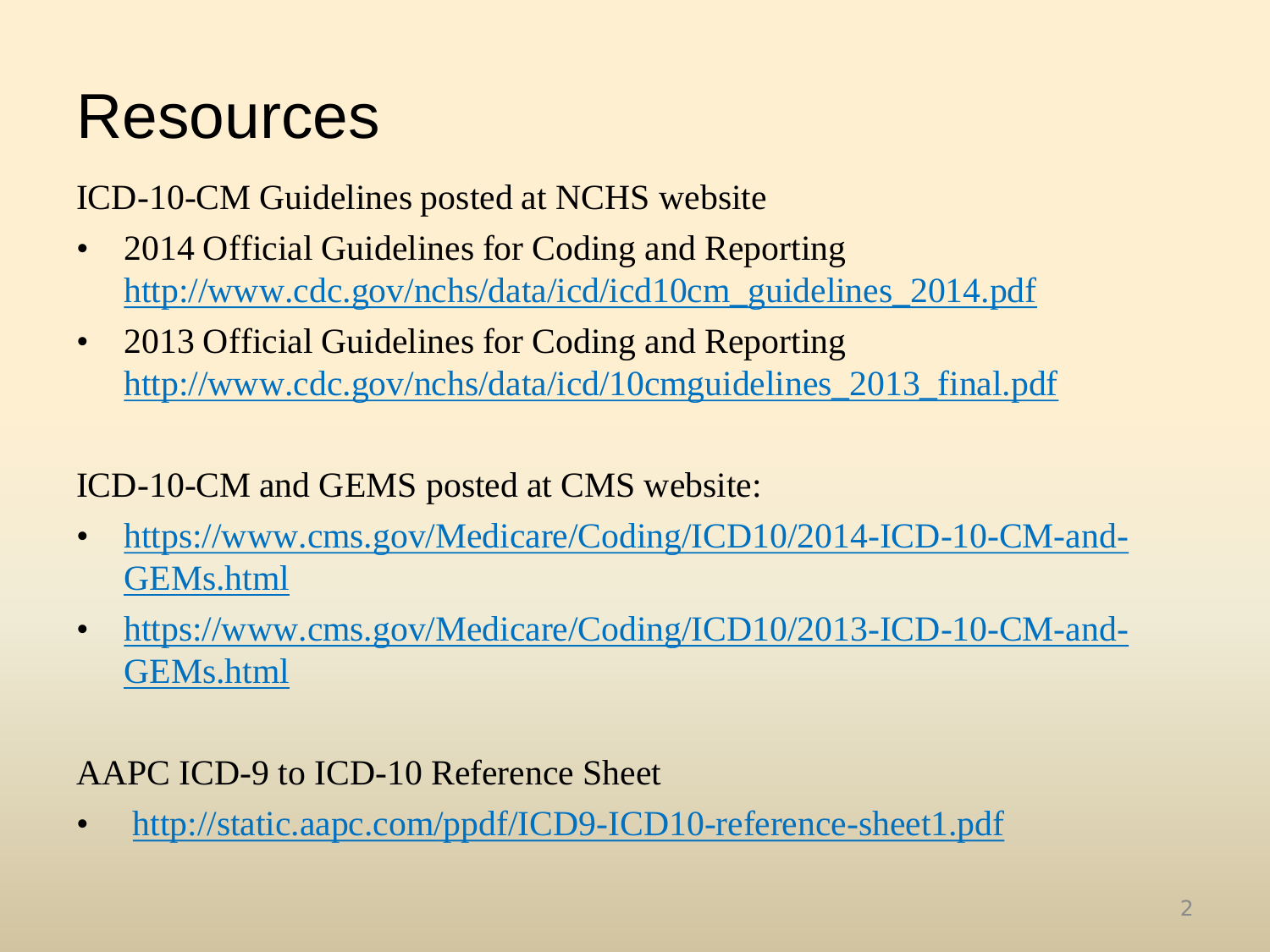# Resources

ICD-10-CM Guidelines posted at NCHS website

- 2014 Official Guidelines for Coding and Reporting http://www.cdc.gov/nchs/data/icd/icd10cm_guidelines_2014.pdf
- 2013 Official Guidelines for Coding and Reporting http://www.cdc.gov/nchs/data/icd/10cmguidelines_2013_final.pdf

ICD-10-CM and GEMS posted at CMS website:

- https://www.cms.gov/Medicare/Coding/ICD10/2014-ICD-10-CM-and-GEMs.html
- https://www.cms.gov/Medicare/Coding/ICD10/2013-ICD-10-CM-and-GEMs.html

AAPC ICD-9 to ICD-10 Reference Sheet

- http://static.aapc.com/ppdf/ICD9-ICD10-reference-sheet1.pdf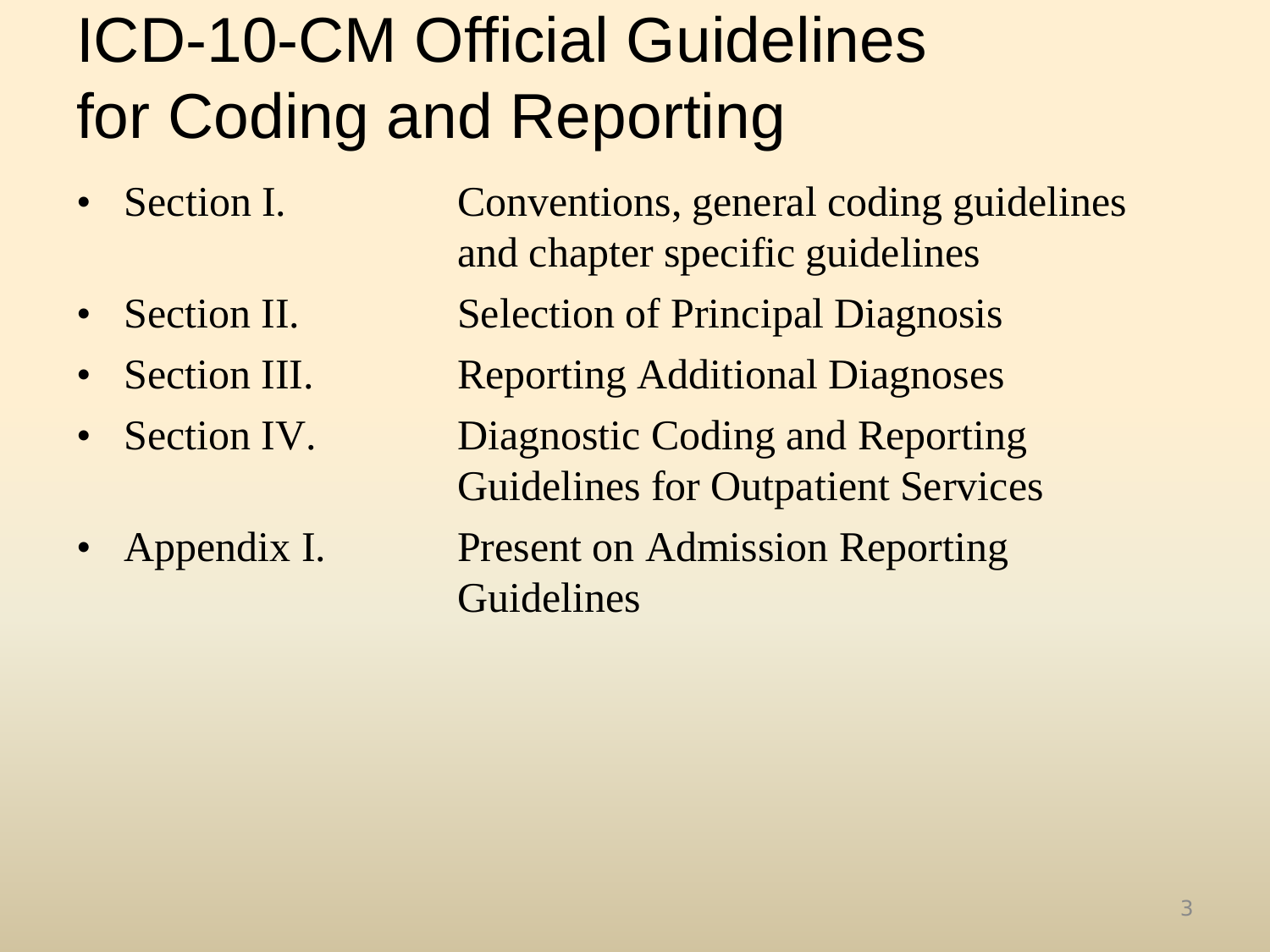# ICD-10-CM Official Guidelines for Coding and Reporting

- Section I. Conventions, general coding guidelines and chapter specific guidelines
- Section II. Selection of Principal Diagnosis
- Section III. Reporting Additional Diagnoses
- Section IV. Diagnostic Coding and Reporting Guidelines for Outpatient Services
- Appendix I. Present on Admission Reporting Guidelines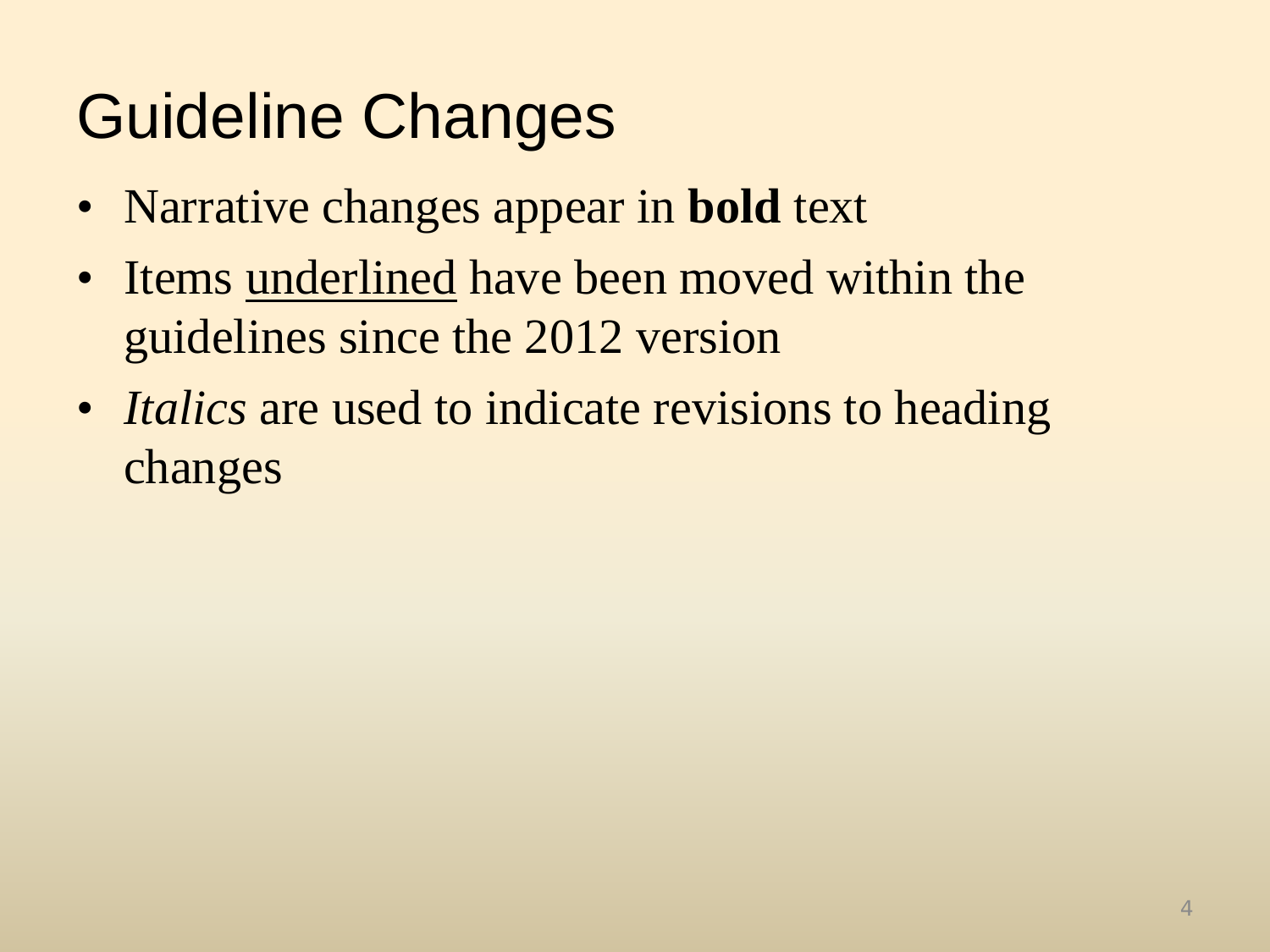# Guideline Changes

- Narrative changes appear in **bold** text
- Items <u>underlined</u> have been moved within the guidelines since the 2012 version
- *Italics* are used to indicate revisions to heading changes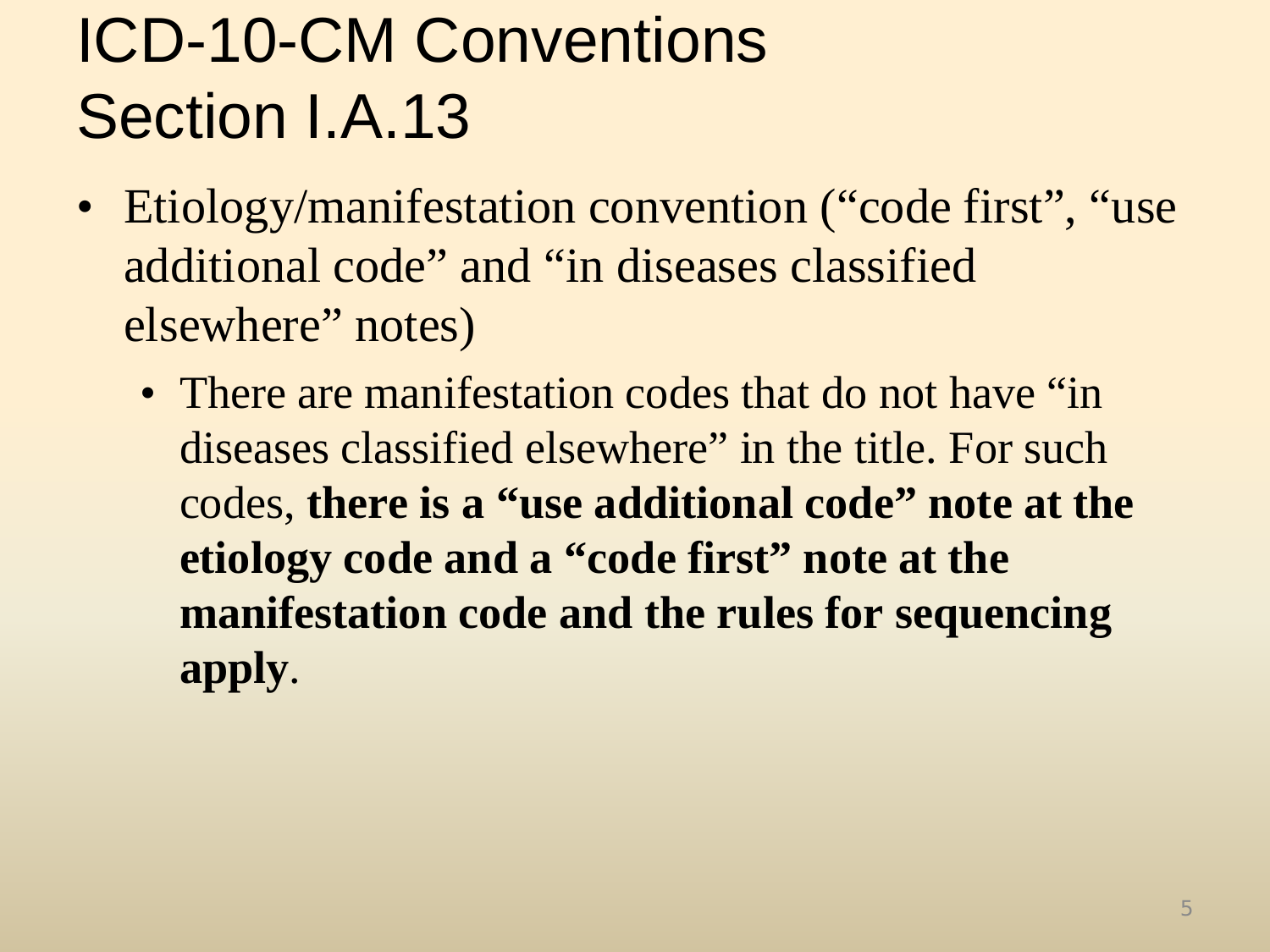# ICD-10-CM Conventions Section I.A.13

- Etiology/manifestation convention ("code first", "use additional code" and "in diseases classified elsewhere" notes)
  - There are manifestation codes that do not have "in diseases classified elsewhere" in the title. For such codes, **there is a "use additional code" note at the etiology code and a "code first" note at the manifestation code and the rules for sequencing apply**.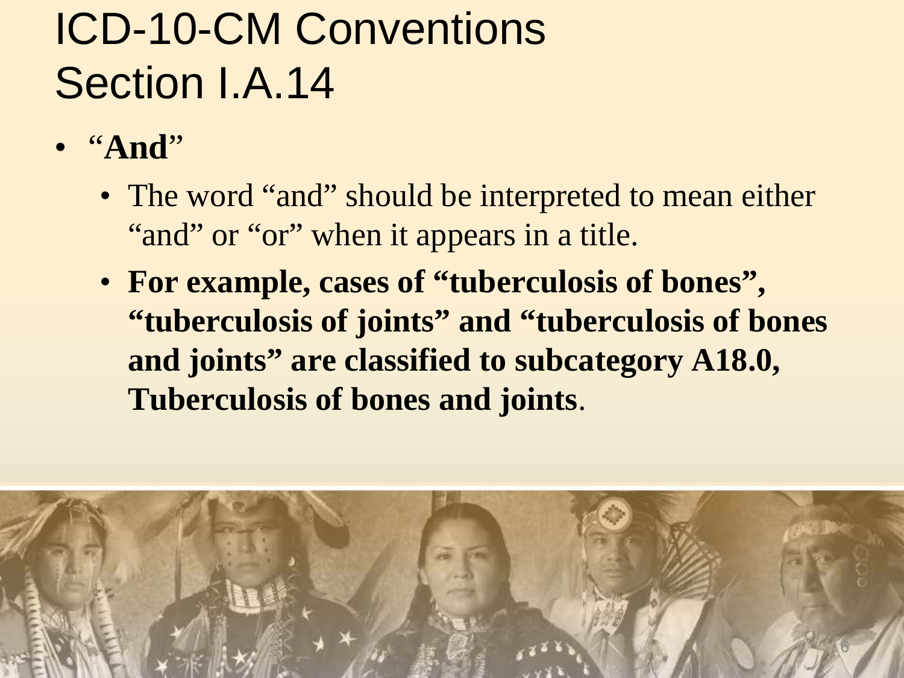# ICD-10-CM Conventions Section I.A.14

- "**And**"
  - The word "and" should be interpreted to mean either "and" or "or" when it appears in a title.
  - **For example, cases of "tuberculosis of bones", "tuberculosis of joints" and "tuberculosis of bones and joints" are classified to subcategory A18.0, Tuberculosis of bones and joints**.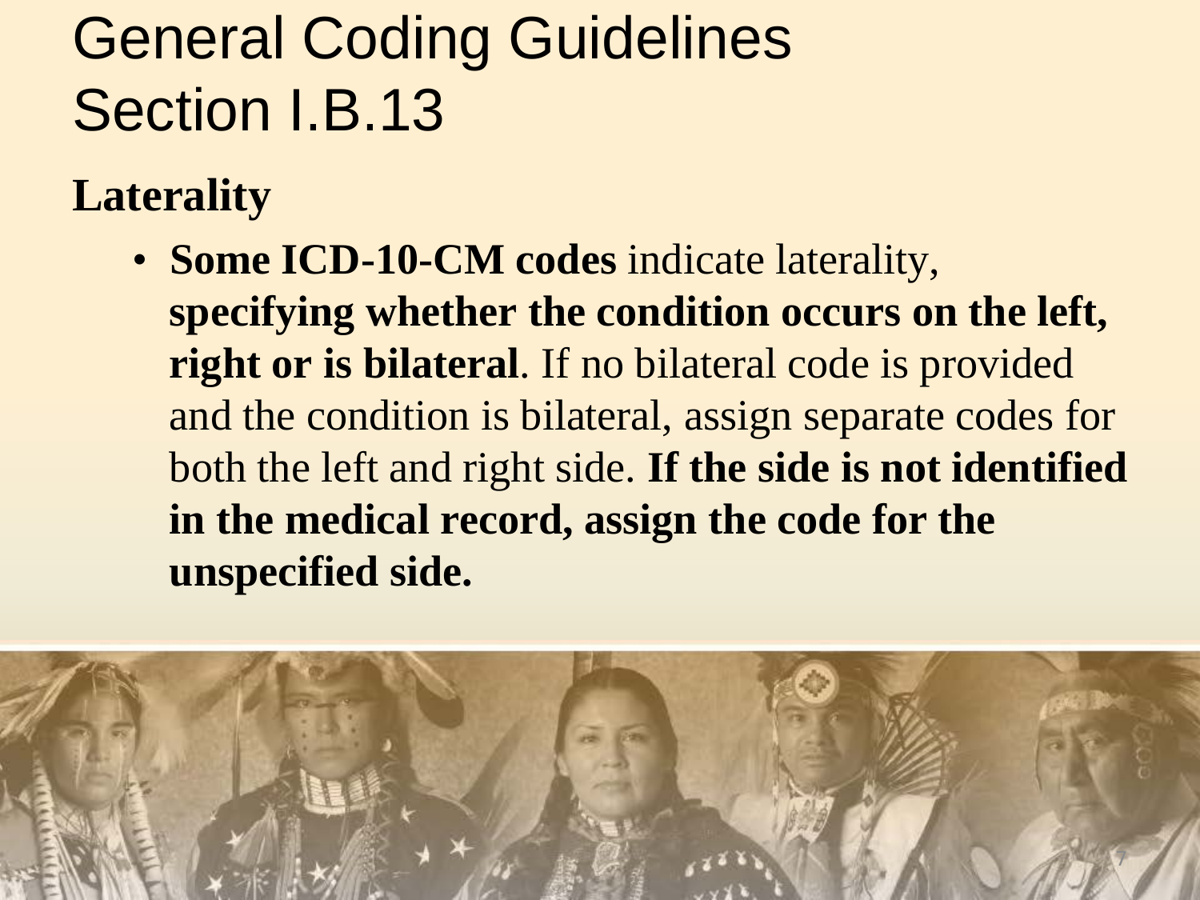# General Coding Guidelines Section I.B.13

## Laterality

- **Some ICD-10-CM codes** indicate laterality, **specifying whether the condition occurs on the left, right or is bilateral**. If no bilateral code is provided and the condition is bilateral, assign separate codes for both the left and right side. **If the side is not identified in the medical record, assign the code for the unspecified side.**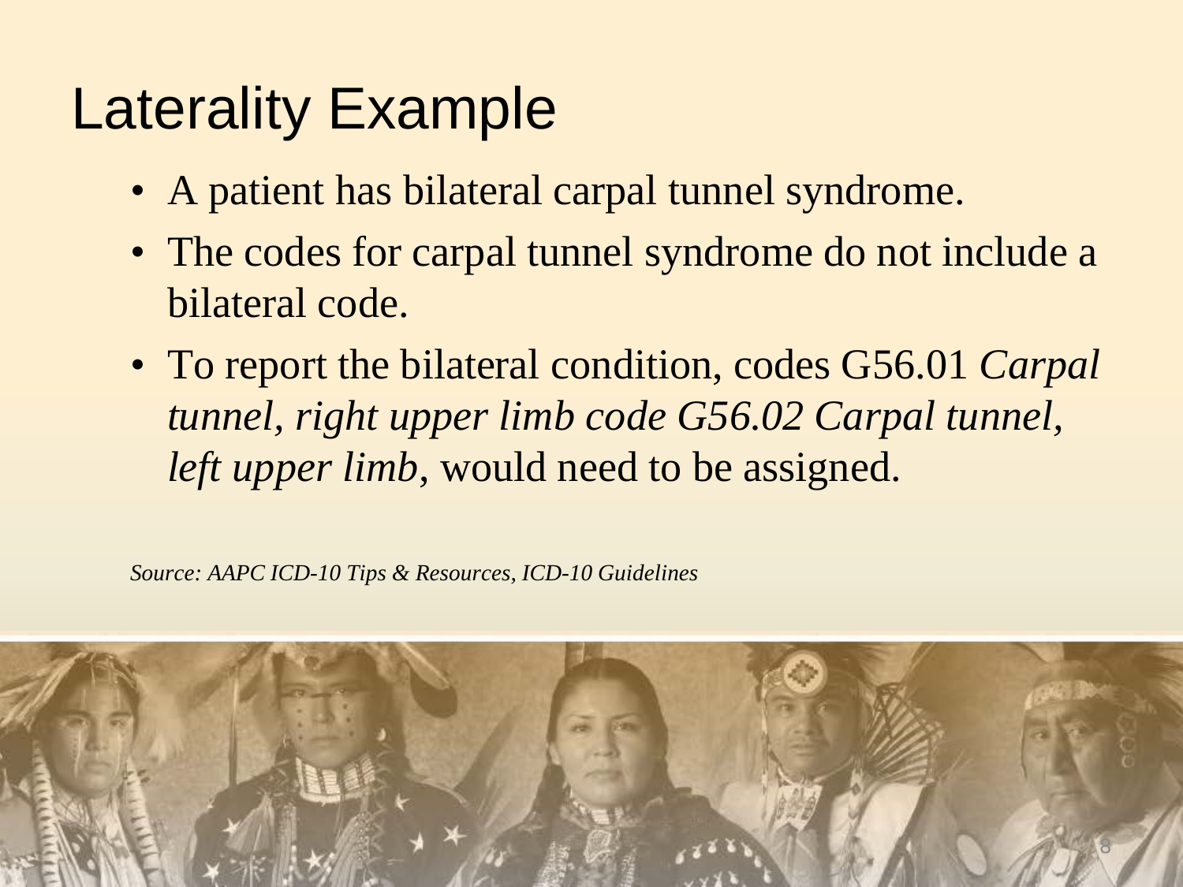# Laterality Example

- A patient has bilateral carpal tunnel syndrome.
- The codes for carpal tunnel syndrome do not include a bilateral code.
- To report the bilateral condition, codes G56.01 *Carpal tunnel, right upper limb code G56.02 Carpal tunnel, left upper limb*, would need to be assigned.

*Source: AAPC ICD-10 Tips & Resources, ICD-10 Guidelines*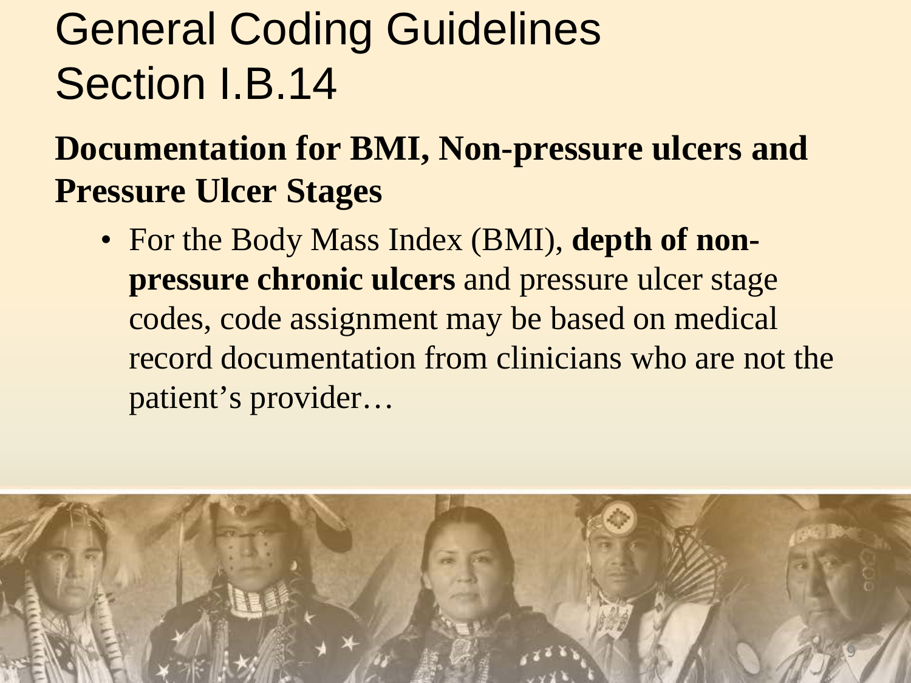# General Coding Guidelines Section I.B.14

## Documentation for BMI, Non-pressure ulcers and Pressure Ulcer Stages

- For the Body Mass Index (BMI), **depth of non-pressure chronic ulcers** and pressure ulcer stage codes, code assignment may be based on medical record documentation from clinicians who are not the patient's provider…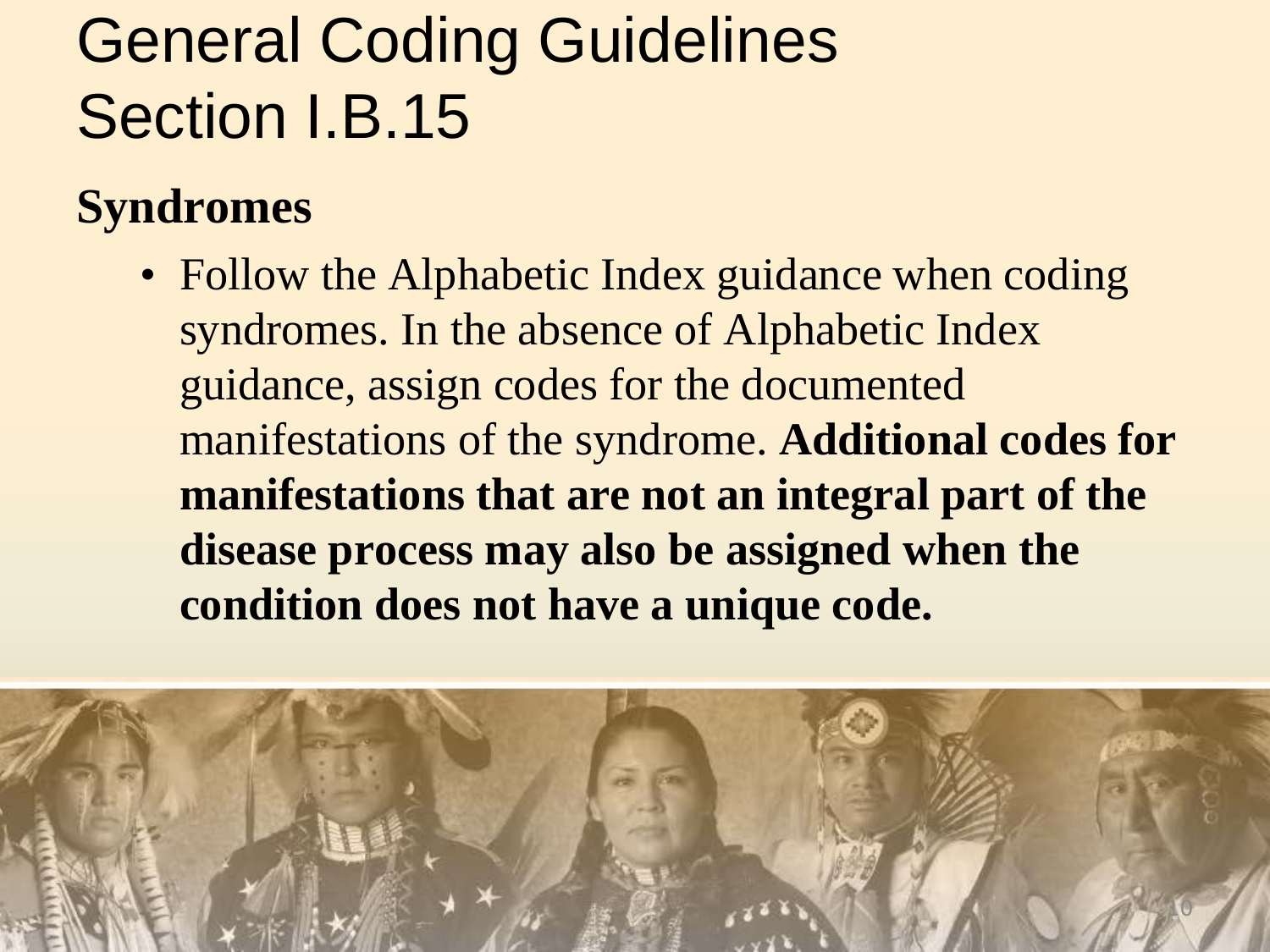# General Coding Guidelines Section I.B.15

## Syndromes

- Follow the Alphabetic Index guidance when coding syndromes. In the absence of Alphabetic Index guidance, assign codes for the documented manifestations of the syndrome. **Additional codes for manifestations that are not an integral part of the disease process may also be assigned when the condition does not have a unique code.**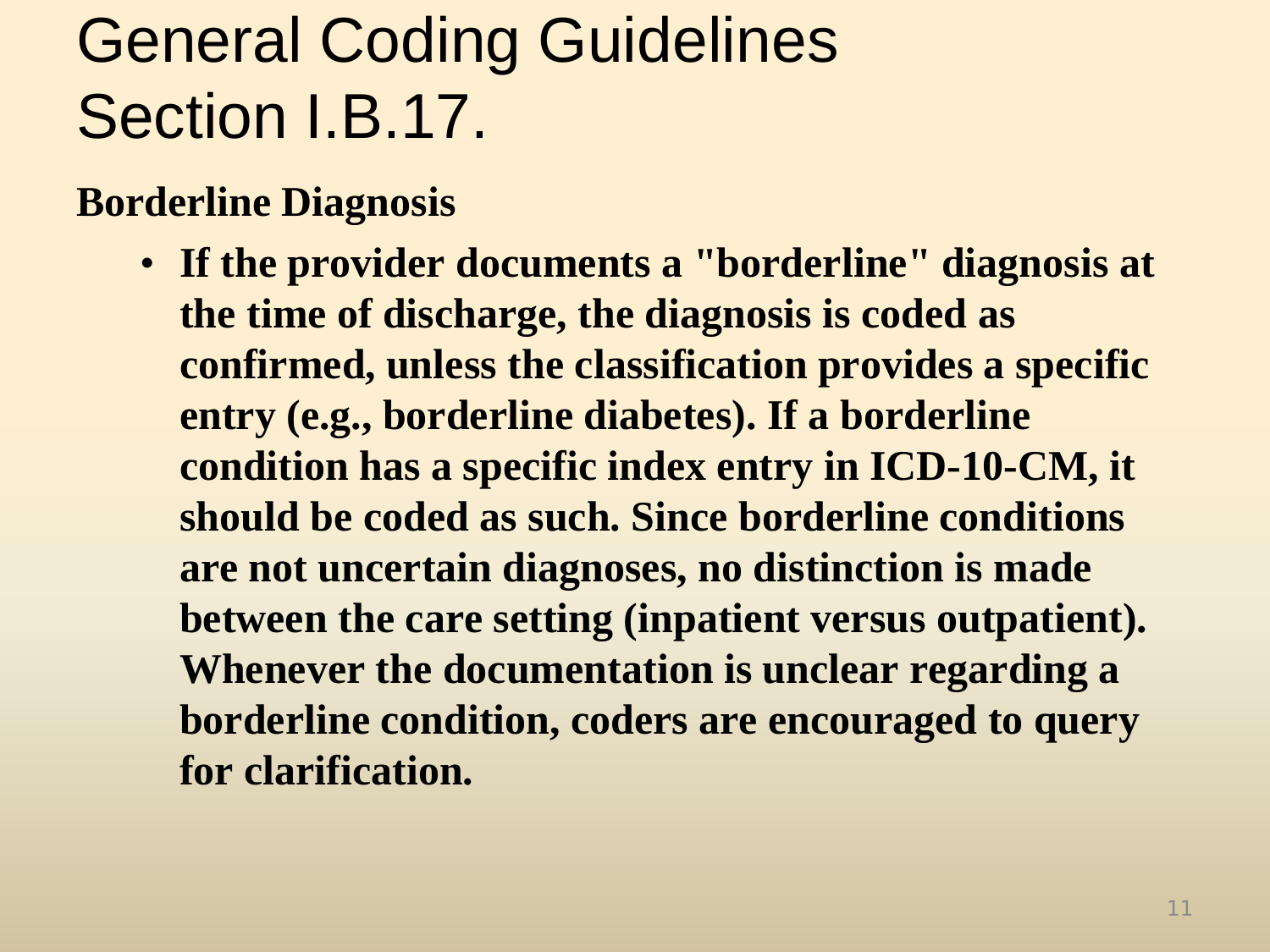# General Coding Guidelines Section I.B.17.

**Borderline Diagnosis**

- **If the provider documents a "borderline" diagnosis at the time of discharge, the diagnosis is coded as confirmed, unless the classification provides a specific entry (e.g., borderline diabetes). If a borderline condition has a specific index entry in ICD-10-CM, it should be coded as such. Since borderline conditions are not uncertain diagnoses, no distinction is made between the care setting (inpatient versus outpatient). Whenever the documentation is unclear regarding a borderline condition, coders are encouraged to query for clarification.**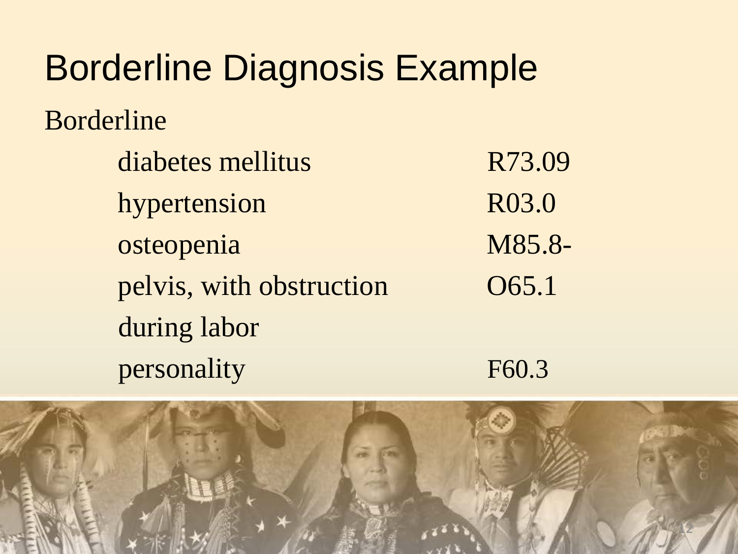# Borderline Diagnosis Example

Borderline

| | |
|---|---|
| diabetes mellitus | R73.09 |
| hypertension | R03.0 |
| osteopenia | M85.8- |
| pelvis, with obstruction during labor | O65.1 |
| personality | F60.3 |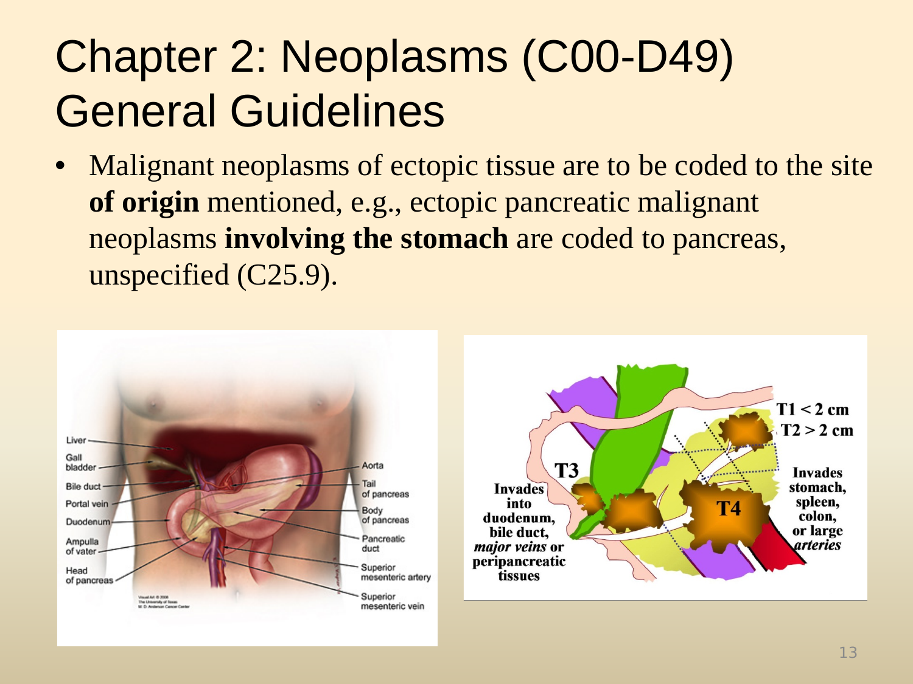# Chapter 2: Neoplasms (C00-D49) General Guidelines

- Malignant neoplasms of ectopic tissue are to be coded to the site **of origin** mentioned, e.g., ectopic pancreatic malignant neoplasms **involving the stomach** are coded to pancreas, unspecified (C25.9).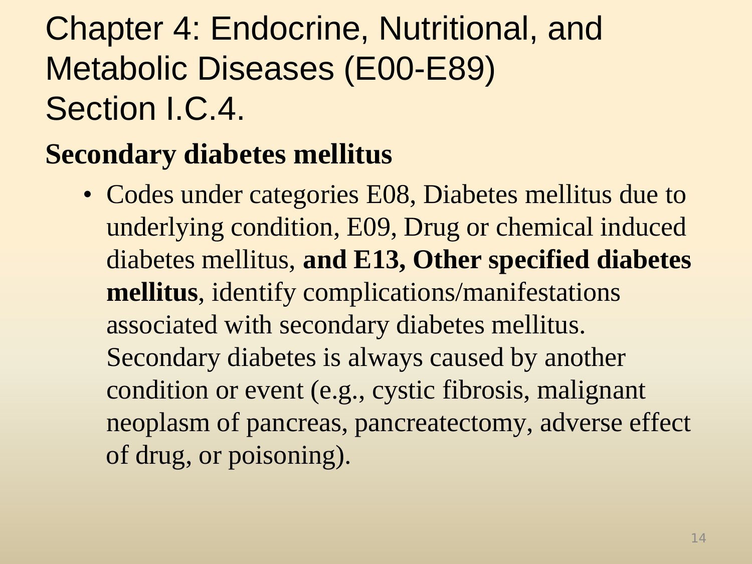# Chapter 4: Endocrine, Nutritional, and Metabolic Diseases (E00-E89) Section I.C.4.

## Secondary diabetes mellitus

- Codes under categories E08, Diabetes mellitus due to underlying condition, E09, Drug or chemical induced diabetes mellitus, **and E13, Other specified diabetes mellitus**, identify complications/manifestations associated with secondary diabetes mellitus. Secondary diabetes is always caused by another condition or event (e.g., cystic fibrosis, malignant neoplasm of pancreas, pancreatectomy, adverse effect of drug, or poisoning).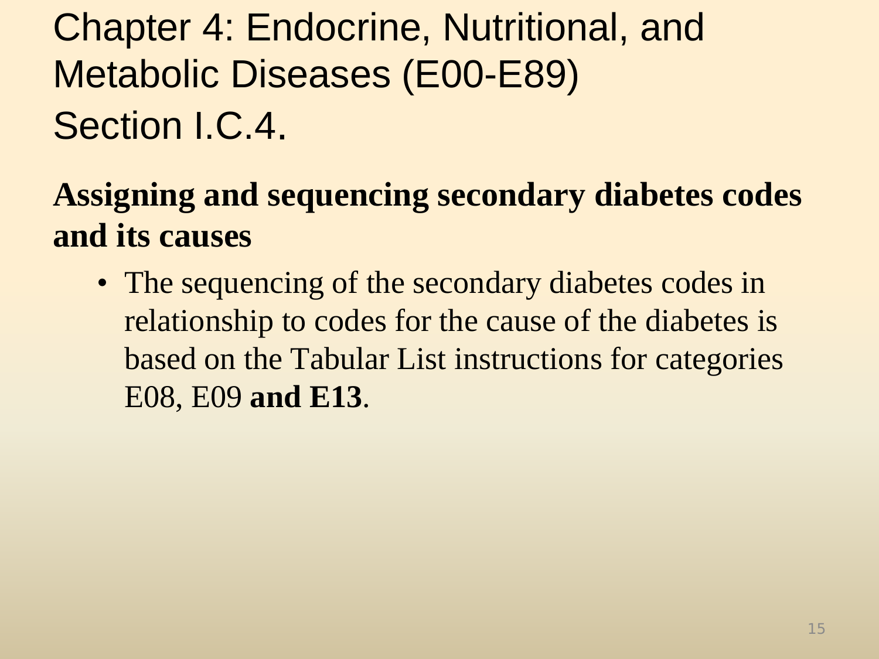# Chapter 4: Endocrine, Nutritional, and Metabolic Diseases (E00-E89)
# Section I.C.4.

## Assigning and sequencing secondary diabetes codes and its causes

- The sequencing of the secondary diabetes codes in relationship to codes for the cause of the diabetes is based on the Tabular List instructions for categories E08, E09 **and E13**.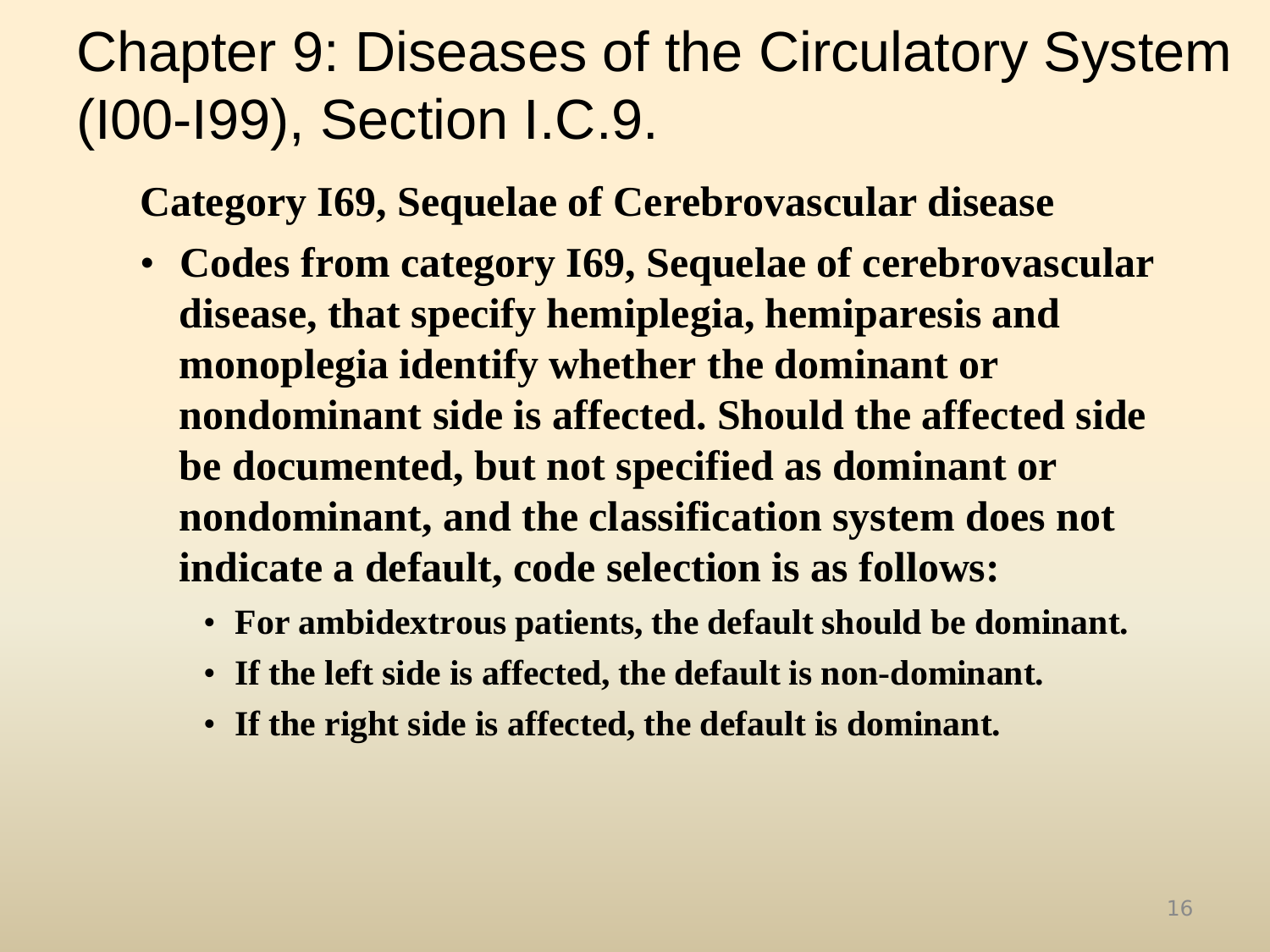# Chapter 9: Diseases of the Circulatory System (I00-I99), Section I.C.9.

**Category I69, Sequelae of Cerebrovascular disease**

- **Codes from category I69, Sequelae of cerebrovascular disease, that specify hemiplegia, hemiparesis and monoplegia identify whether the dominant or nondominant side is affected. Should the affected side be documented, but not specified as dominant or nondominant, and the classification system does not indicate a default, code selection is as follows:**
  - **For ambidextrous patients, the default should be dominant.**
  - **If the left side is affected, the default is non-dominant.**
  - **If the right side is affected, the default is dominant.**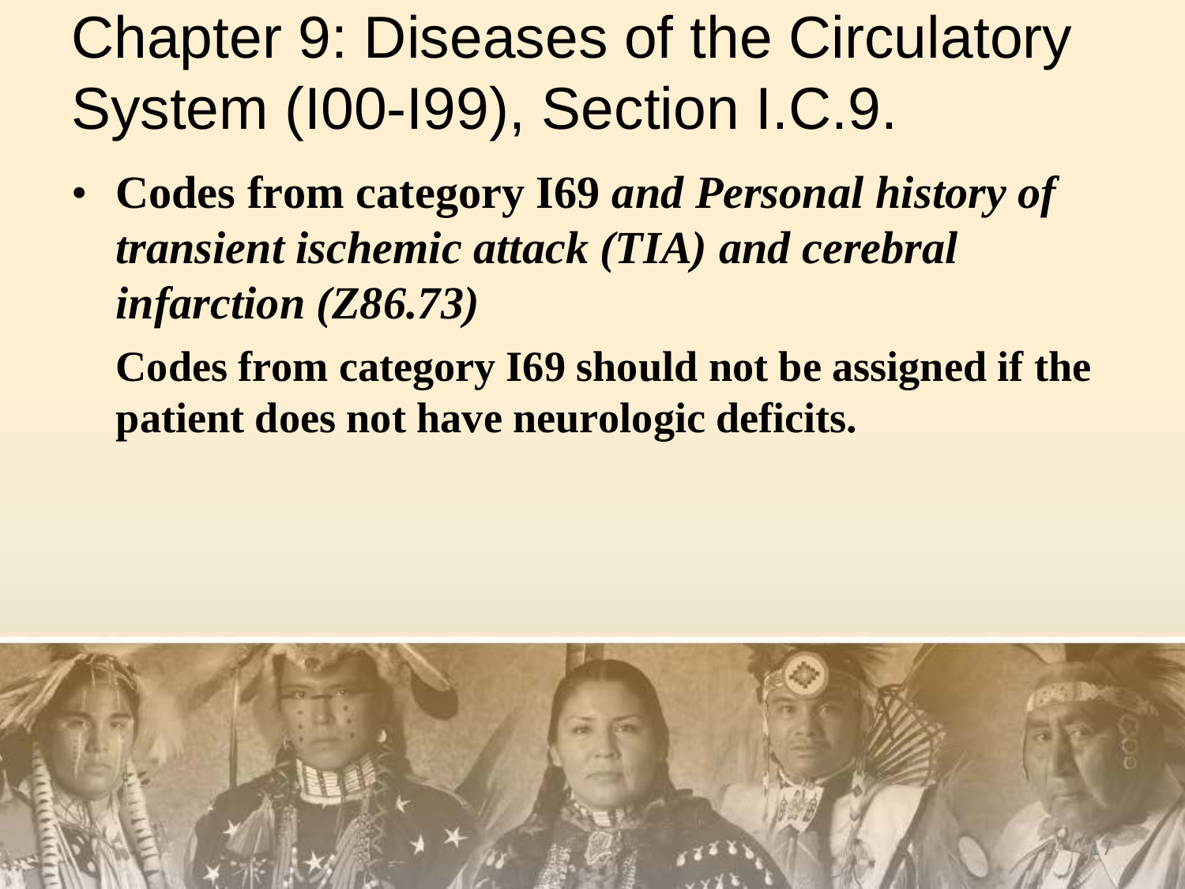# Chapter 9: Diseases of the Circulatory System (I00-I99), Section I.C.9.

- **Codes from category I69 *and Personal history of transient ischemic attack (TIA) and cerebral infarction (Z86.73)***

  **Codes from category I69 should not be assigned if the patient does not have neurologic deficits.**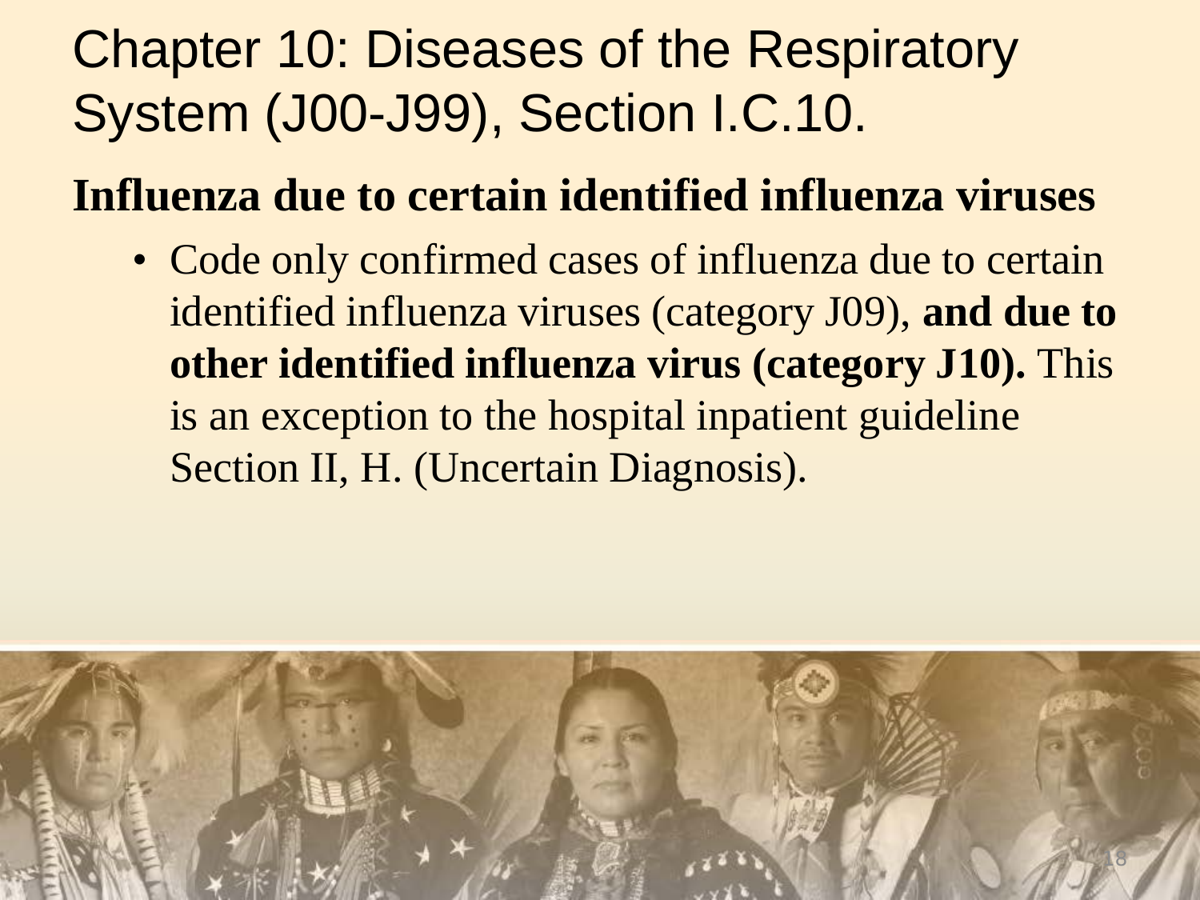# Chapter 10: Diseases of the Respiratory System (J00-J99), Section I.C.10.

## Influenza due to certain identified influenza viruses

- Code only confirmed cases of influenza due to certain identified influenza viruses (category J09), **and due to other identified influenza virus (category J10).** This is an exception to the hospital inpatient guideline Section II, H. (Uncertain Diagnosis).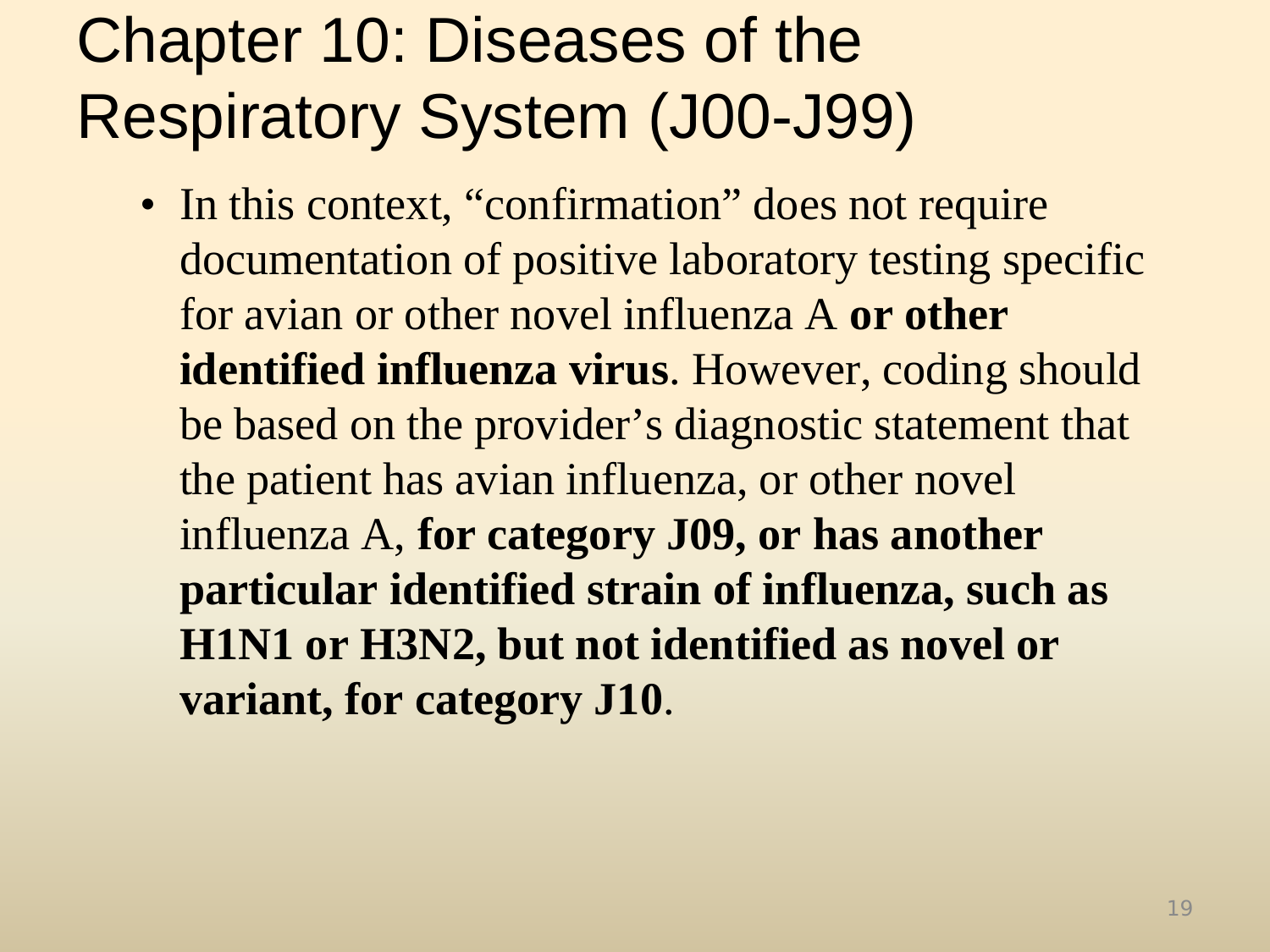# Chapter 10: Diseases of the Respiratory System (J00-J99)

- In this context, "confirmation" does not require documentation of positive laboratory testing specific for avian or other novel influenza A **or other identified influenza virus**. However, coding should be based on the provider's diagnostic statement that the patient has avian influenza, or other novel influenza A, **for category J09, or has another particular identified strain of influenza, such as H1N1 or H3N2, but not identified as novel or variant, for category J10**.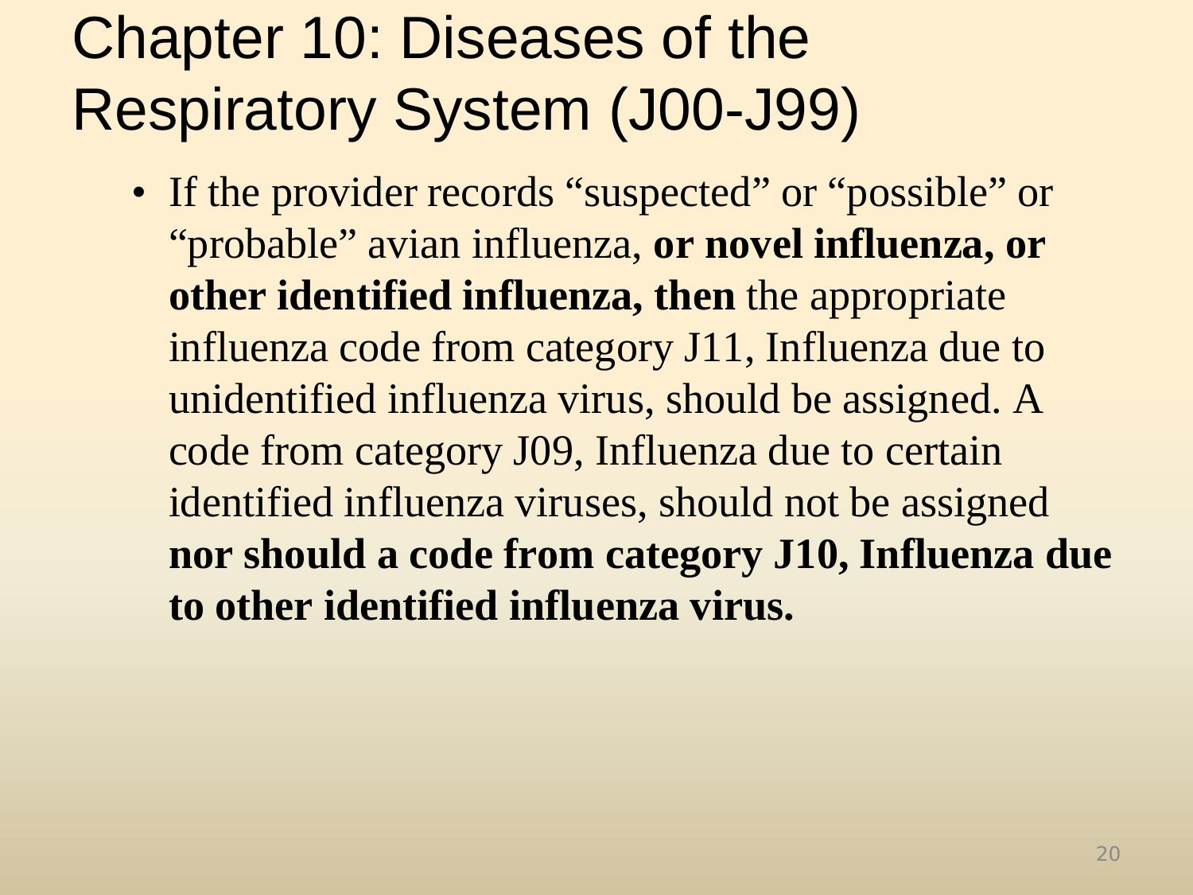# Chapter 10: Diseases of the Respiratory System (J00-J99)

- If the provider records “suspected” or “possible” or “probable” avian influenza, **or novel influenza, or other identified influenza, then** the appropriate influenza code from category J11, Influenza due to unidentified influenza virus, should be assigned. A code from category J09, Influenza due to certain identified influenza viruses, should not be assigned **nor should a code from category J10, Influenza due to other identified influenza virus.**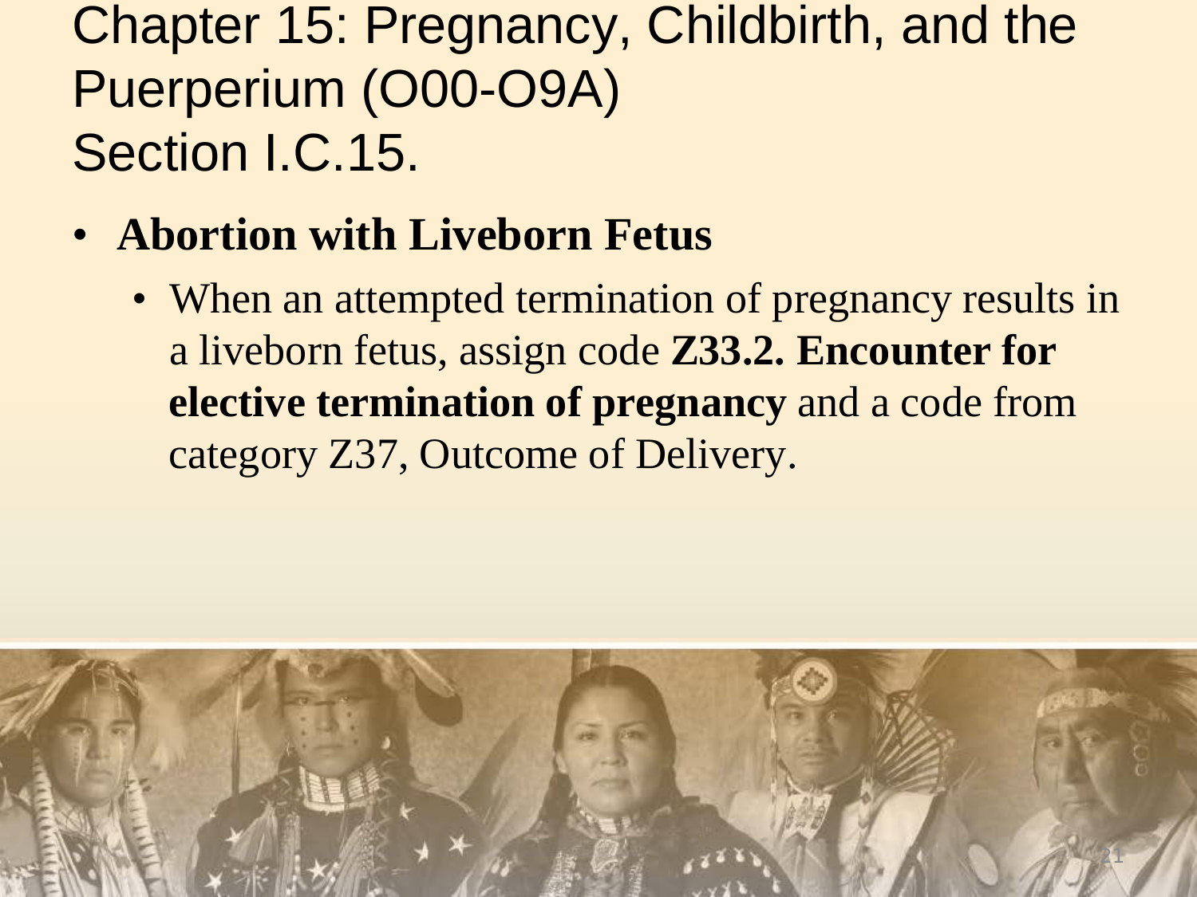# Chapter 15: Pregnancy, Childbirth, and the Puerperium (O00-O9A) Section I.C.15.

- **Abortion with Liveborn Fetus**
  - When an attempted termination of pregnancy results in a liveborn fetus, assign code **Z33.2. Encounter for elective termination of pregnancy** and a code from category Z37, Outcome of Delivery.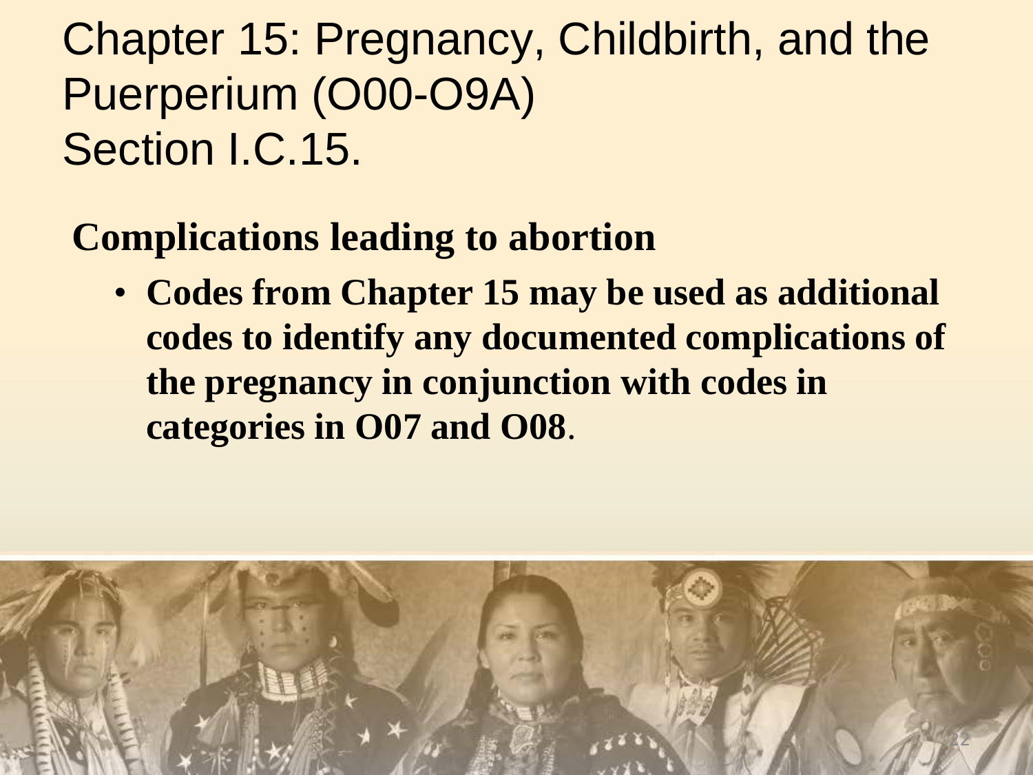# Chapter 15: Pregnancy, Childbirth, and the Puerperium (O00-O9A) Section I.C.15.

## Complications leading to abortion

- **Codes from Chapter 15 may be used as additional codes to identify any documented complications of the pregnancy in conjunction with codes in categories in O07 and O08**.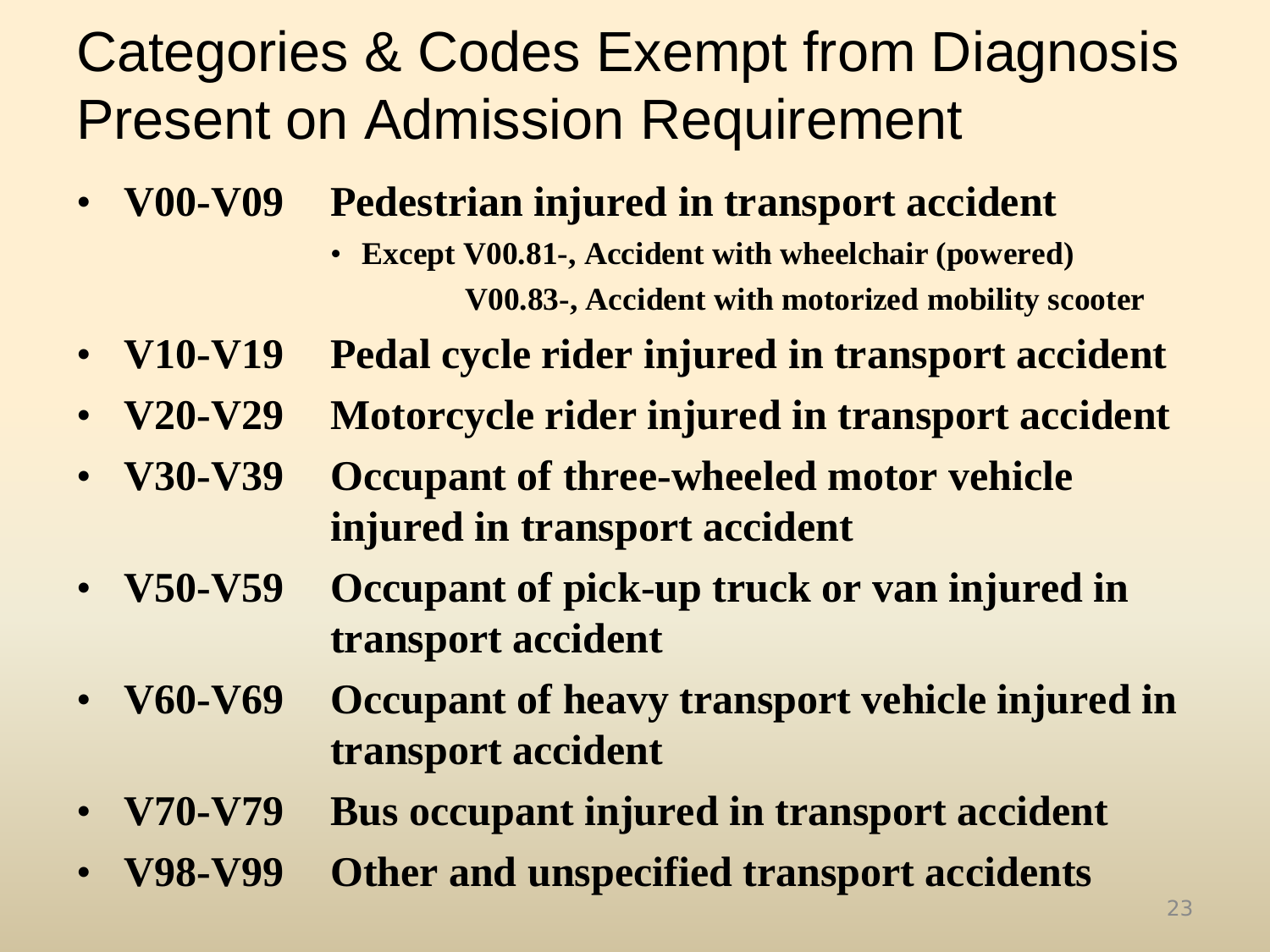# Categories & Codes Exempt from Diagnosis Present on Admission Requirement

- **V00-V09 Pedestrian injured in transport accident**
  - **Except V00.81-, Accident with wheelchair (powered)**
    **V00.83-, Accident with motorized mobility scooter**
- **V10-V19 Pedal cycle rider injured in transport accident**
- **V20-V29 Motorcycle rider injured in transport accident**
- **V30-V39 Occupant of three-wheeled motor vehicle injured in transport accident**
- **V50-V59 Occupant of pick-up truck or van injured in transport accident**
- **V60-V69 Occupant of heavy transport vehicle injured in transport accident**
- **V70-V79 Bus occupant injured in transport accident**
- **V98-V99 Other and unspecified transport accidents**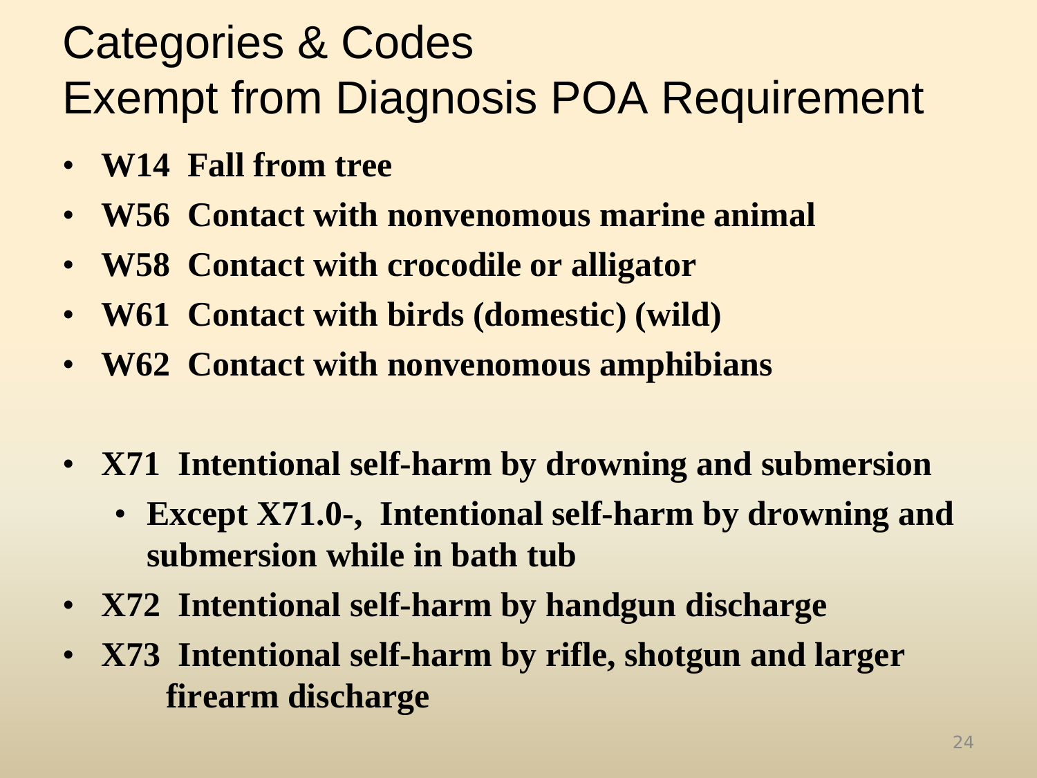# Categories & Codes Exempt from Diagnosis POA Requirement

- **W14 Fall from tree**
- **W56 Contact with nonvenomous marine animal**
- **W58 Contact with crocodile or alligator**
- **W61 Contact with birds (domestic) (wild)**
- **W62 Contact with nonvenomous amphibians**

- **X71 Intentional self-harm by drowning and submersion**
  - **Except X71.0-, Intentional self-harm by drowning and submersion while in bath tub**
- **X72 Intentional self-harm by handgun discharge**
- **X73 Intentional self-harm by rifle, shotgun and larger firearm discharge**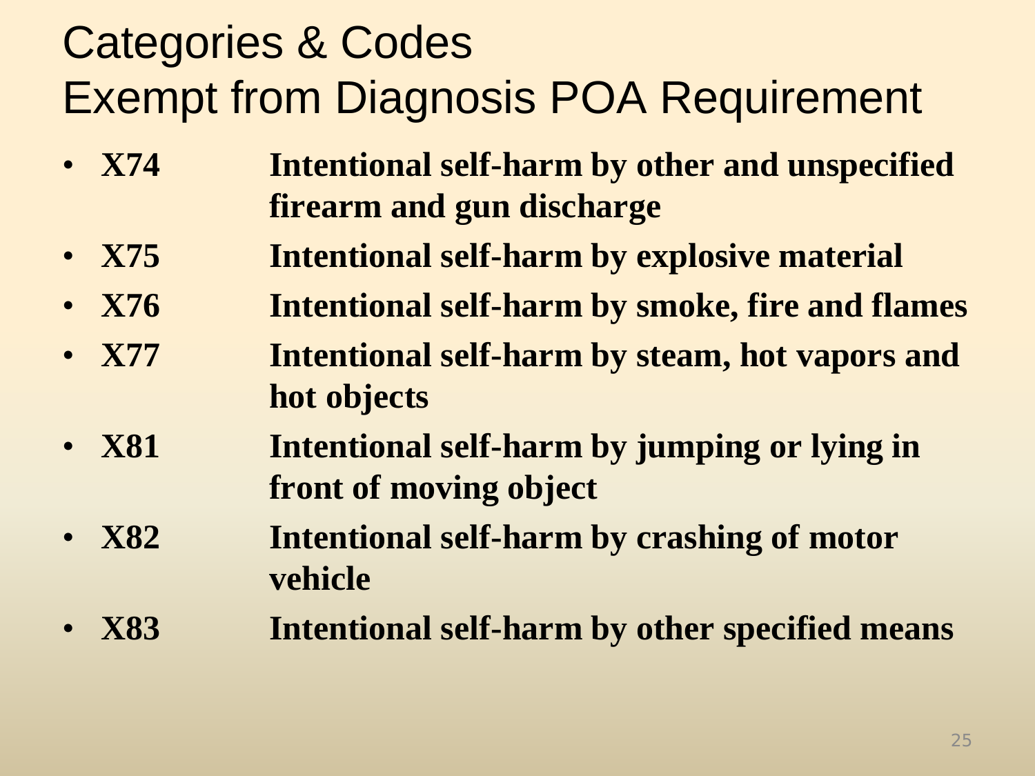# Categories & Codes
# Exempt from Diagnosis POA Requirement

- **X74** **Intentional self-harm by other and unspecified firearm and gun discharge**
- **X75** **Intentional self-harm by explosive material**
- **X76** **Intentional self-harm by smoke, fire and flames**
- **X77** **Intentional self-harm by steam, hot vapors and hot objects**
- **X81** **Intentional self-harm by jumping or lying in front of moving object**
- **X82** **Intentional self-harm by crashing of motor vehicle**
- **X83** **Intentional self-harm by other specified means**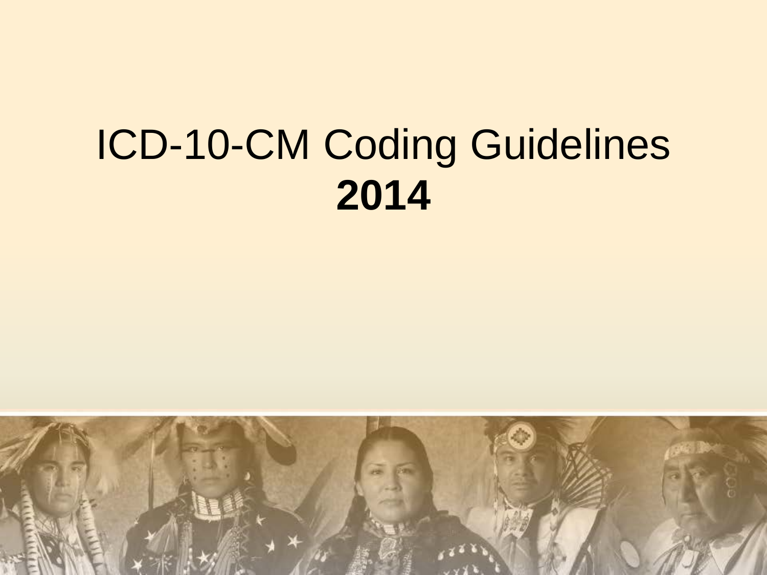# ICD-10-CM Coding Guidelines **2014**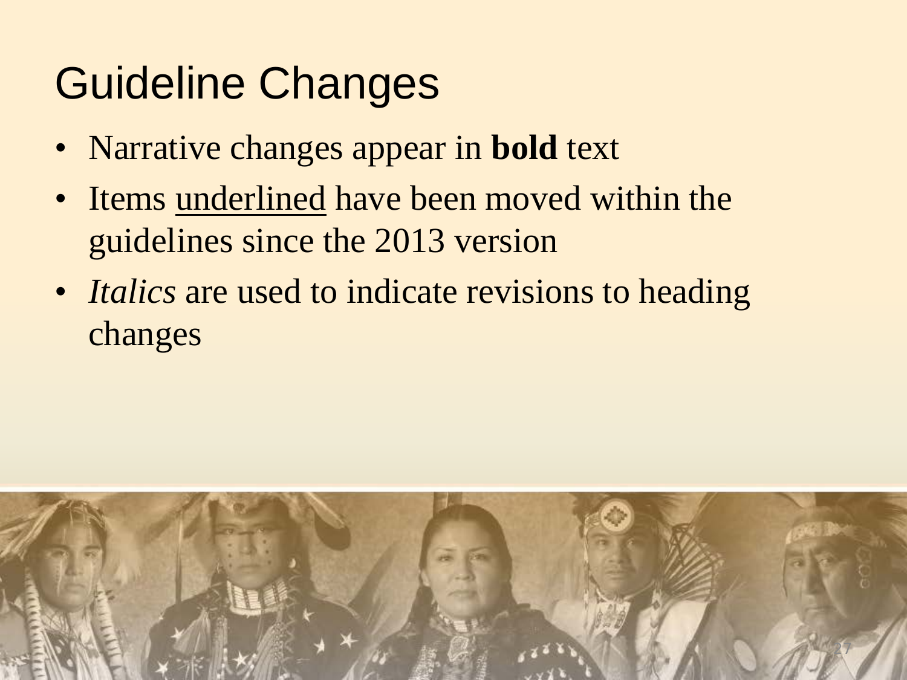# Guideline Changes

- Narrative changes appear in **bold** text
- Items <u>underlined</u> have been moved within the guidelines since the 2013 version
- *Italics* are used to indicate revisions to heading changes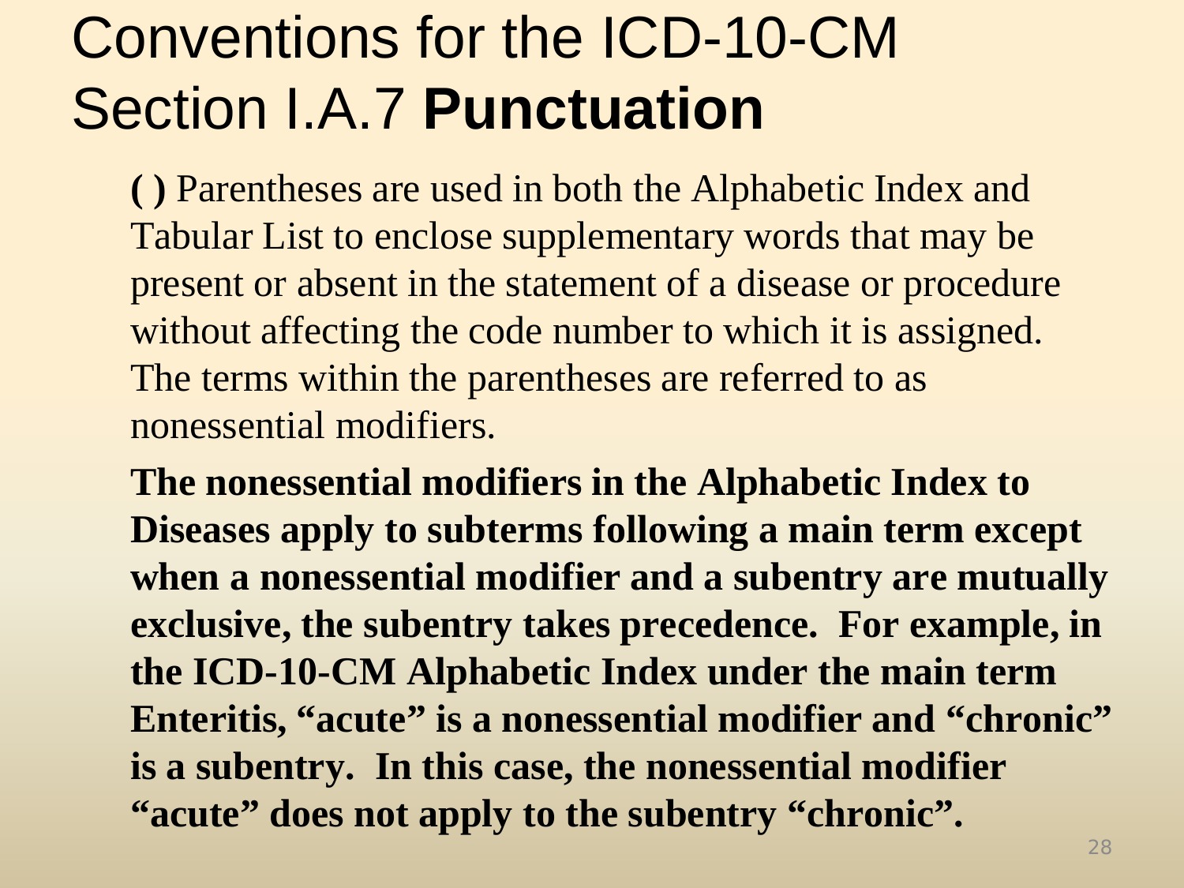# Conventions for the ICD-10-CM Section I.A.7 **Punctuation**

**( )** Parentheses are used in both the Alphabetic Index and Tabular List to enclose supplementary words that may be present or absent in the statement of a disease or procedure without affecting the code number to which it is assigned. The terms within the parentheses are referred to as nonessential modifiers.

**The nonessential modifiers in the Alphabetic Index to Diseases apply to subterms following a main term except when a nonessential modifier and a subentry are mutually exclusive, the subentry takes precedence. For example, in the ICD-10-CM Alphabetic Index under the main term Enteritis, "acute" is a nonessential modifier and "chronic" is a subentry. In this case, the nonessential modifier "acute" does not apply to the subentry "chronic".**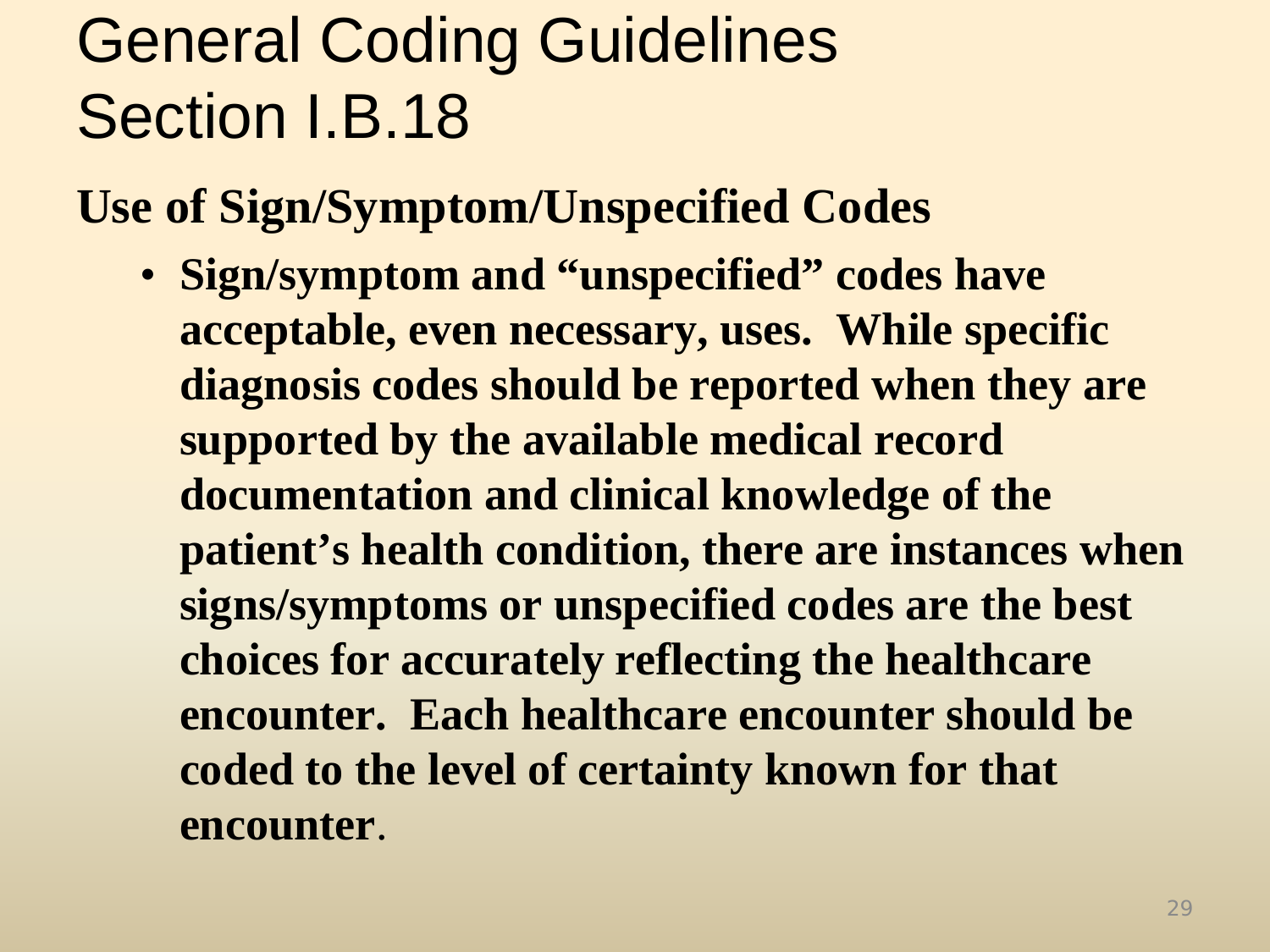# General Coding Guidelines Section I.B.18

## Use of Sign/Symptom/Unspecified Codes

- **Sign/symptom and "unspecified" codes have acceptable, even necessary, uses. While specific diagnosis codes should be reported when they are supported by the available medical record documentation and clinical knowledge of the patient's health condition, there are instances when signs/symptoms or unspecified codes are the best choices for accurately reflecting the healthcare encounter. Each healthcare encounter should be coded to the level of certainty known for that encounter**.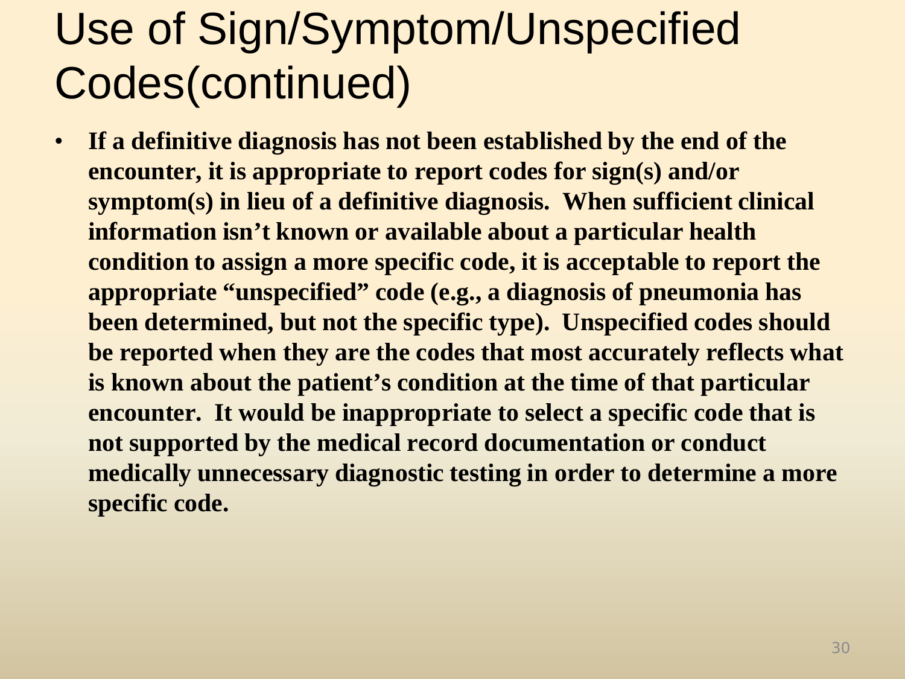# Use of Sign/Symptom/Unspecified Codes(continued)

- **If a definitive diagnosis has not been established by the end of the encounter, it is appropriate to report codes for sign(s) and/or symptom(s) in lieu of a definitive diagnosis. When sufficient clinical information isn't known or available about a particular health condition to assign a more specific code, it is acceptable to report the appropriate "unspecified" code (e.g., a diagnosis of pneumonia has been determined, but not the specific type). Unspecified codes should be reported when they are the codes that most accurately reflects what is known about the patient's condition at the time of that particular encounter. It would be inappropriate to select a specific code that is not supported by the medical record documentation or conduct medically unnecessary diagnostic testing in order to determine a more specific code.**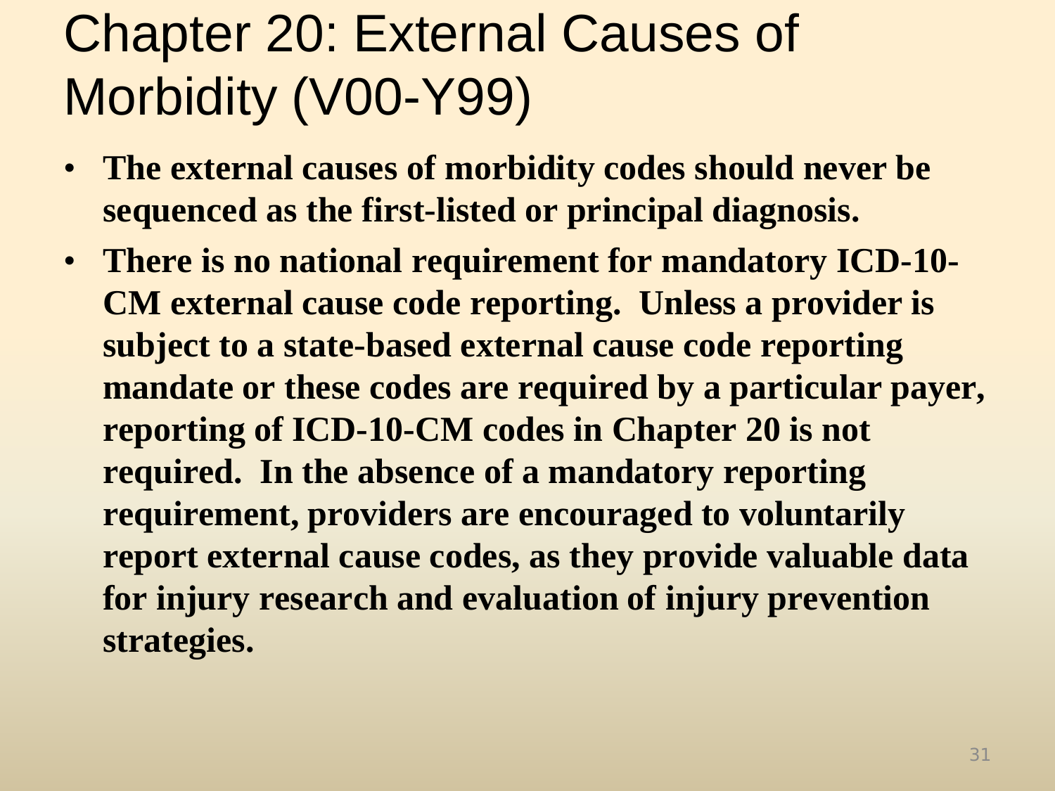# Chapter 20: External Causes of Morbidity (V00-Y99)

- **The external causes of morbidity codes should never be sequenced as the first-listed or principal diagnosis.**
- **There is no national requirement for mandatory ICD-10-CM external cause code reporting. Unless a provider is subject to a state-based external cause code reporting mandate or these codes are required by a particular payer, reporting of ICD-10-CM codes in Chapter 20 is not required. In the absence of a mandatory reporting requirement, providers are encouraged to voluntarily report external cause codes, as they provide valuable data for injury research and evaluation of injury prevention strategies.**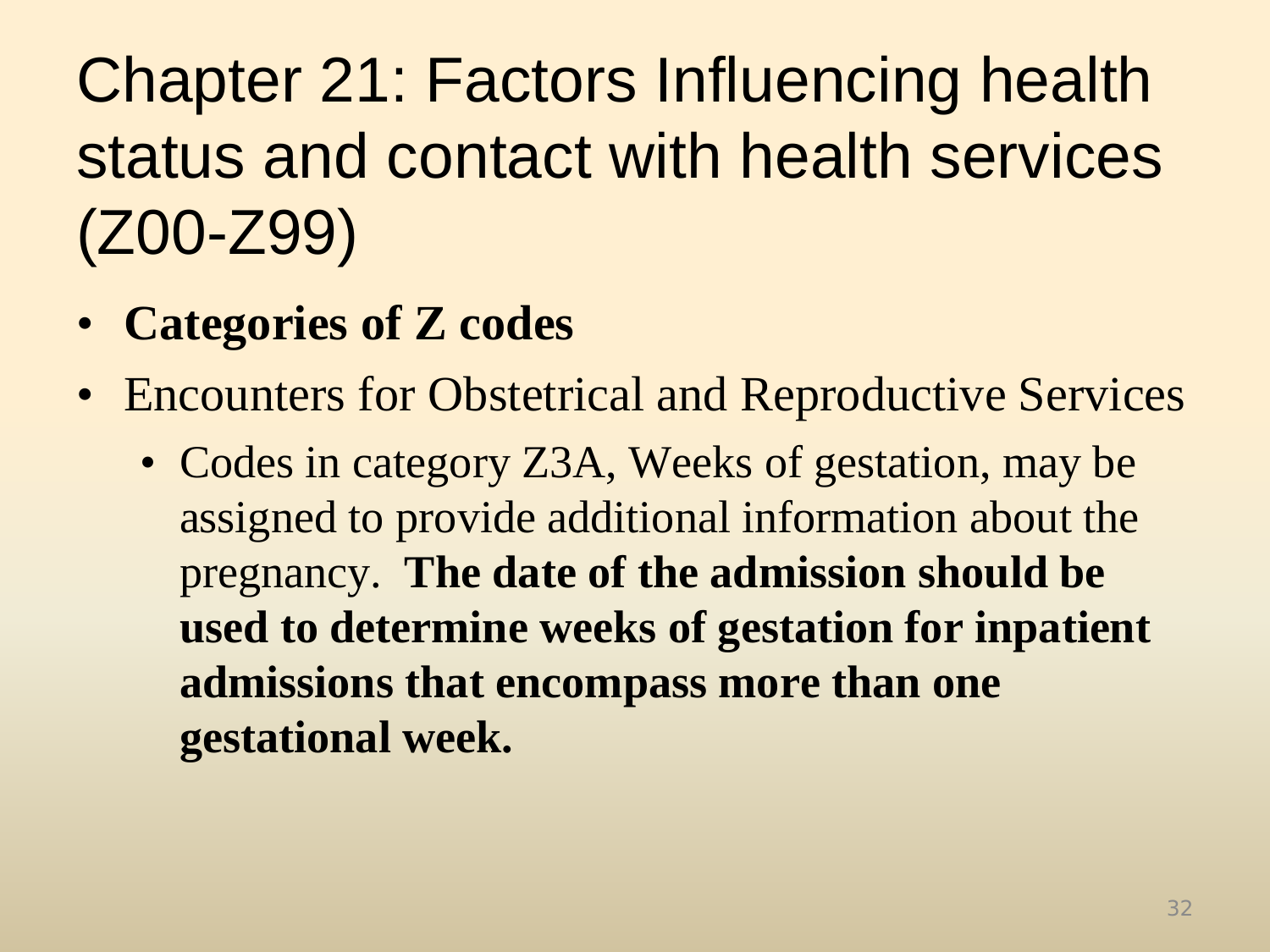# Chapter 21: Factors Influencing health status and contact with health services (Z00-Z99)

- **Categories of Z codes**
- Encounters for Obstetrical and Reproductive Services
  - Codes in category Z3A, Weeks of gestation, may be assigned to provide additional information about the pregnancy. **The date of the admission should be used to determine weeks of gestation for inpatient admissions that encompass more than one gestational week.**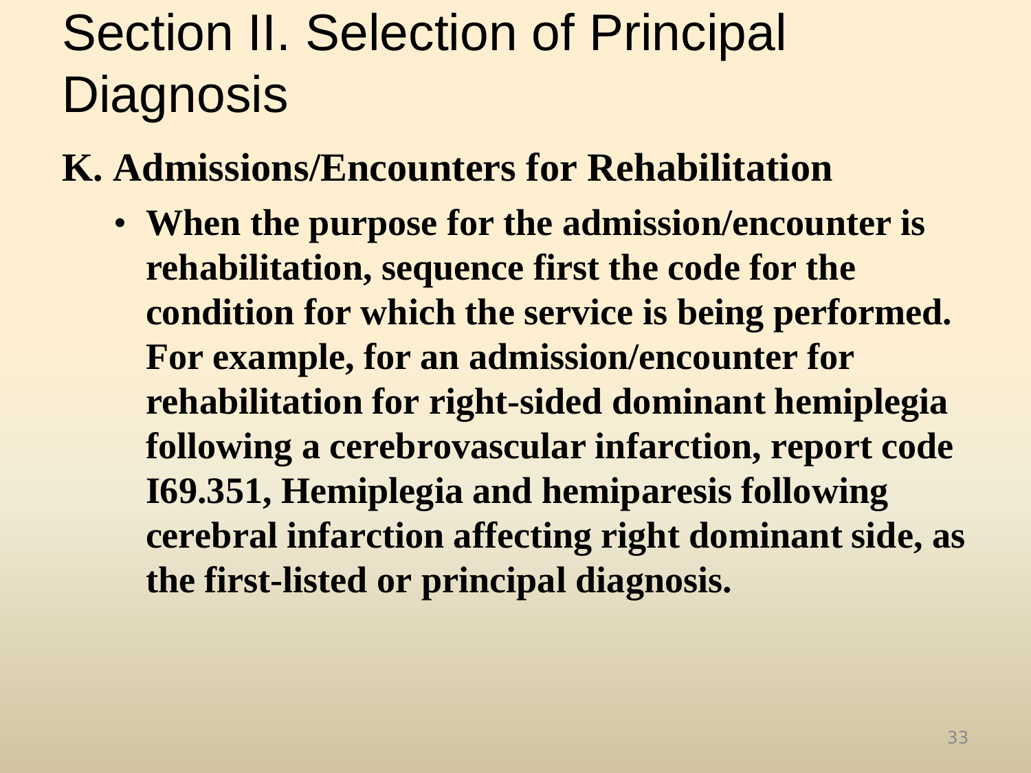# Section II. Selection of Principal Diagnosis

**K. Admissions/Encounters for Rehabilitation**

- **When the purpose for the admission/encounter is rehabilitation, sequence first the code for the condition for which the service is being performed. For example, for an admission/encounter for rehabilitation for right-sided dominant hemiplegia following a cerebrovascular infarction, report code I69.351, Hemiplegia and hemiparesis following cerebral infarction affecting right dominant side, as the first-listed or principal diagnosis.**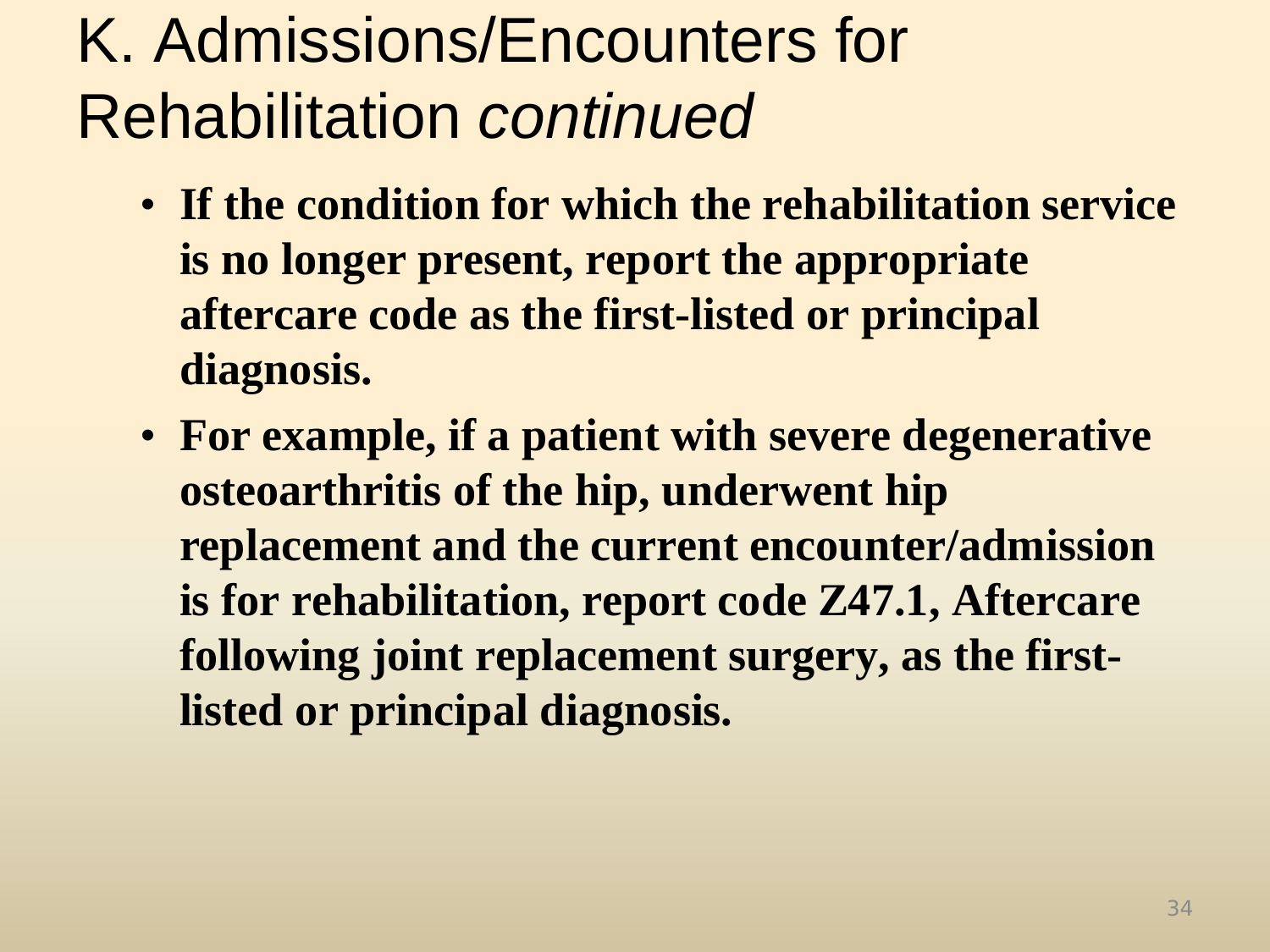# K. Admissions/Encounters for Rehabilitation *continued*

- **If the condition for which the rehabilitation service is no longer present, report the appropriate aftercare code as the first-listed or principal diagnosis.**
- **For example, if a patient with severe degenerative osteoarthritis of the hip, underwent hip replacement and the current encounter/admission is for rehabilitation, report code Z47.1, Aftercare following joint replacement surgery, as the first-listed or principal diagnosis.**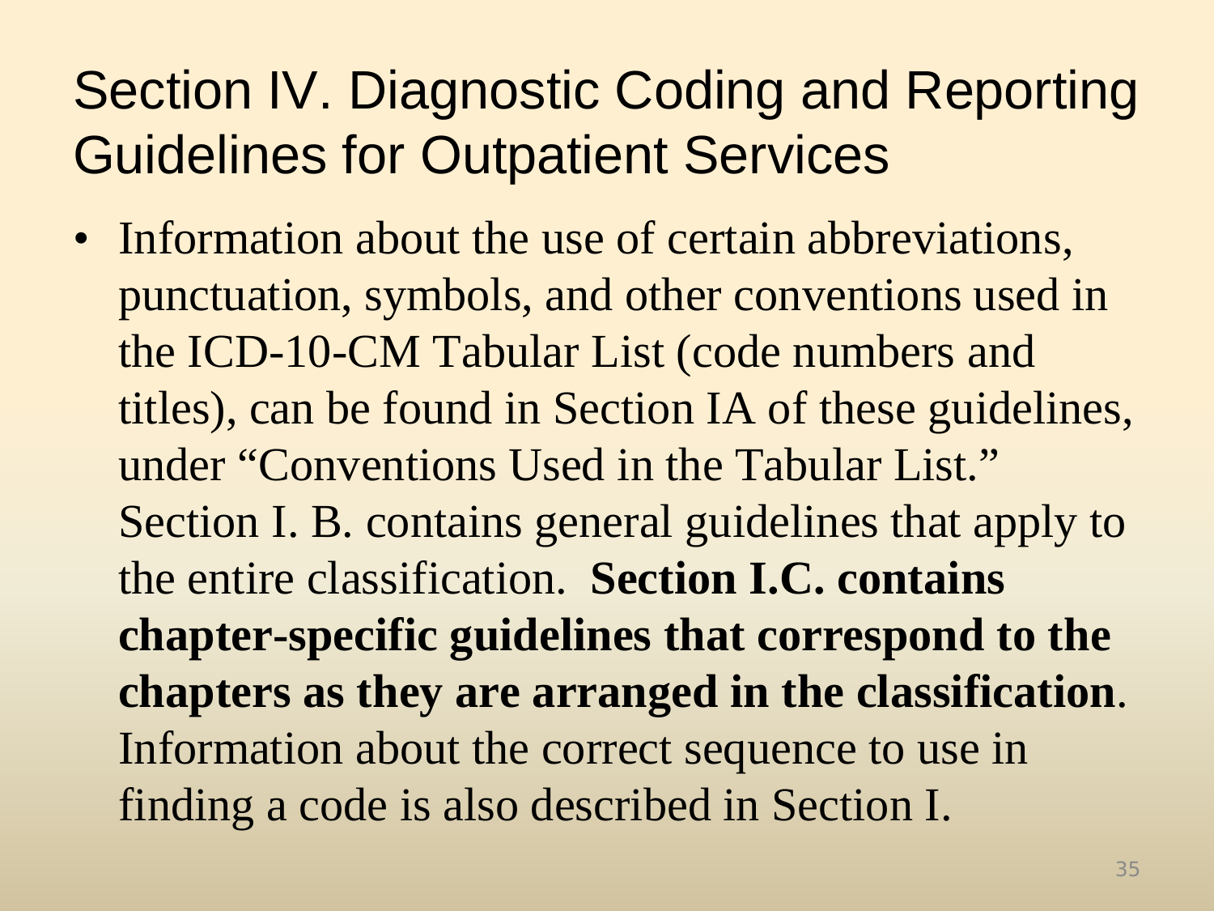# Section IV. Diagnostic Coding and Reporting Guidelines for Outpatient Services

- Information about the use of certain abbreviations, punctuation, symbols, and other conventions used in the ICD-10-CM Tabular List (code numbers and titles), can be found in Section IA of these guidelines, under "Conventions Used in the Tabular List." Section I. B. contains general guidelines that apply to the entire classification. **Section I.C. contains chapter-specific guidelines that correspond to the chapters as they are arranged in the classification**. Information about the correct sequence to use in finding a code is also described in Section I.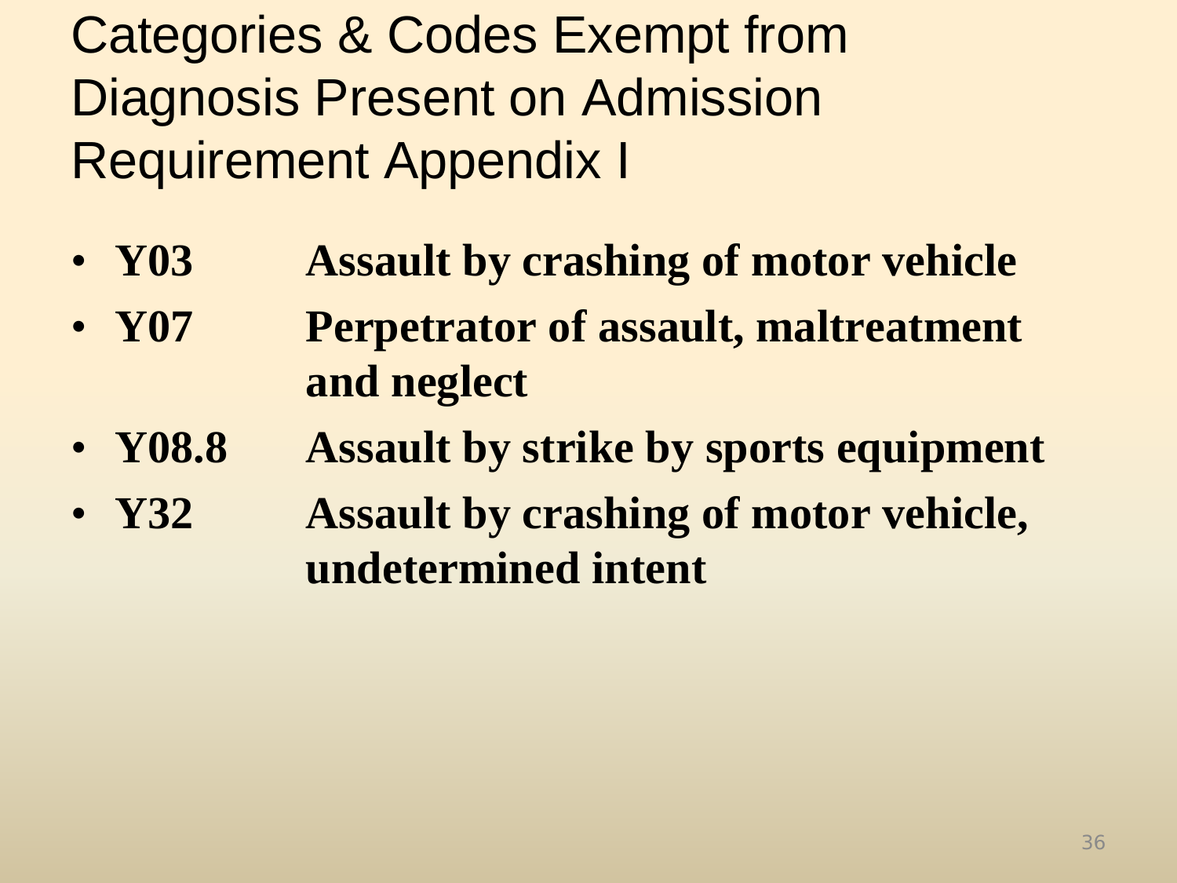# Categories & Codes Exempt from Diagnosis Present on Admission Requirement Appendix I

- **Y03** **Assault by crashing of motor vehicle**
- **Y07** **Perpetrator of assault, maltreatment and neglect**
- **Y08.8** **Assault by strike by sports equipment**
- **Y32** **Assault by crashing of motor vehicle, undetermined intent**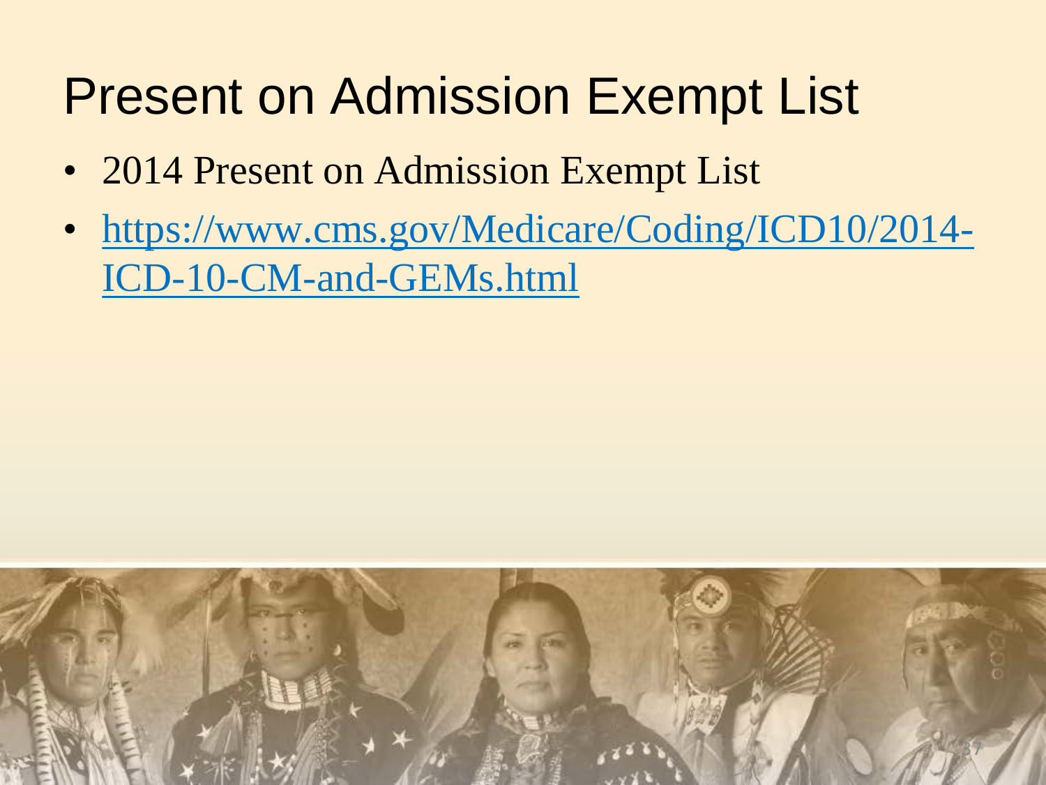# Present on Admission Exempt List

- 2014 Present on Admission Exempt List
- https://www.cms.gov/Medicare/Coding/ICD10/2014-ICD-10-CM-and-GEMs.html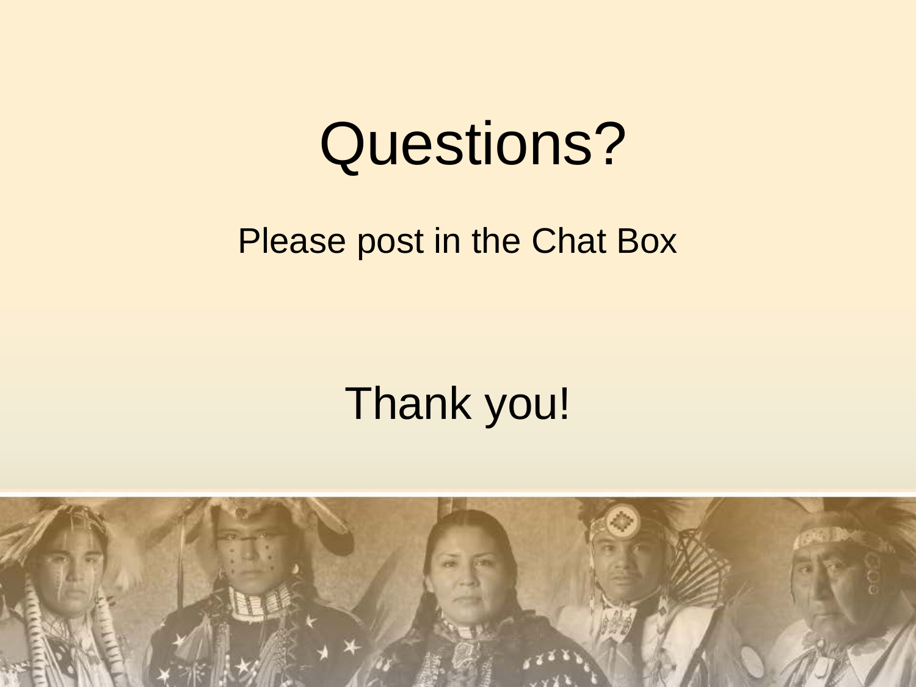# Questions?

Please post in the Chat Box

Thank you!